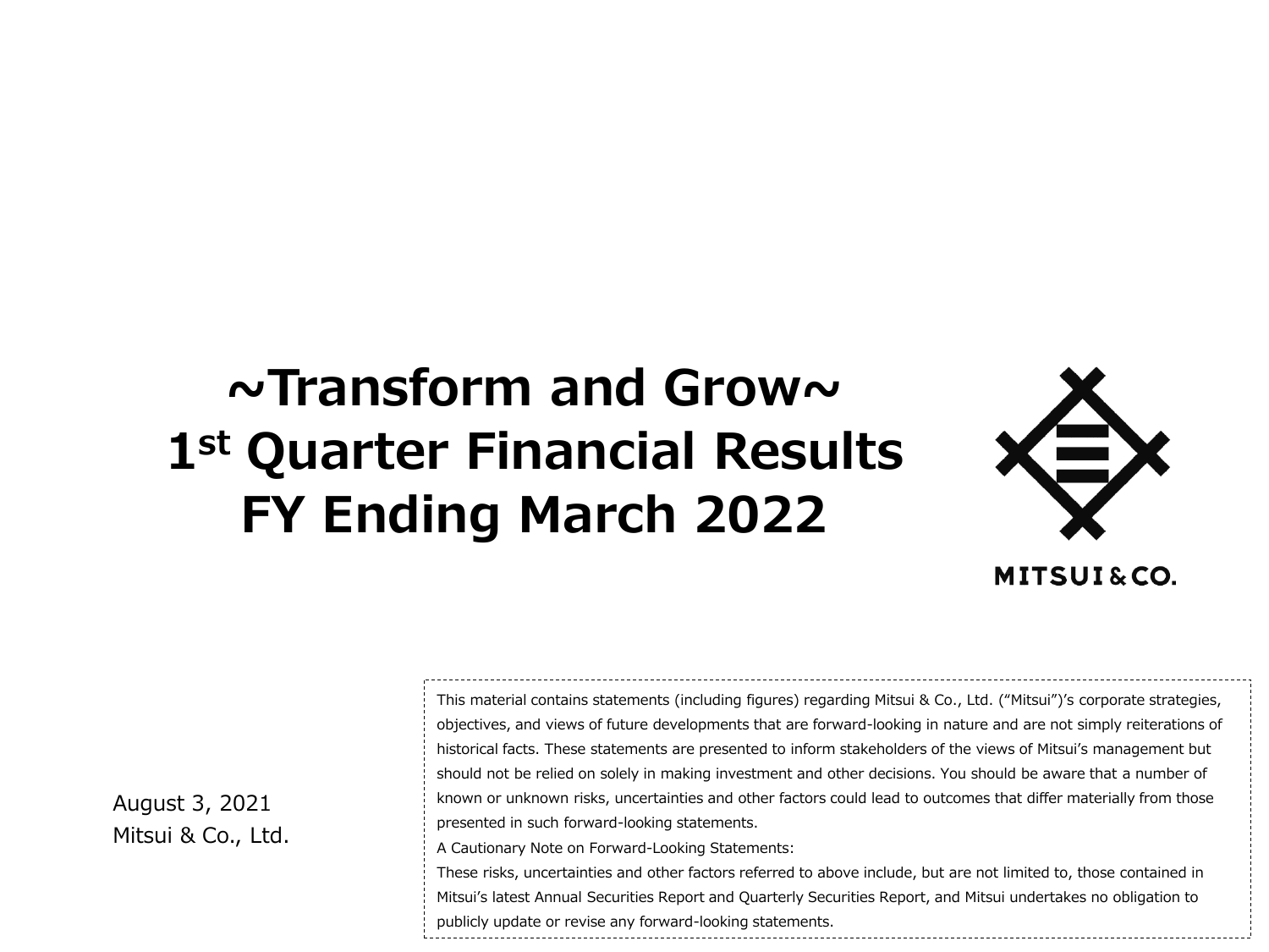# ~Transform and Grow~
# 1st Quarter Financial Results
# FY Ending March 2022

MITSUI & CO.

August 3, 2021
Mitsui & Co., Ltd.

This material contains statements (including figures) regarding Mitsui & Co., Ltd. (“Mitsui”)’s corporate strategies, objectives, and views of future developments that are forward-looking in nature and are not simply reiterations of historical facts. These statements are presented to inform stakeholders of the views of Mitsui’s management but should not be relied on solely in making investment and other decisions. You should be aware that a number of known or unknown risks, uncertainties and other factors could lead to outcomes that differ materially from those presented in such forward-looking statements.

A Cautionary Note on Forward-Looking Statements:
These risks, uncertainties and other factors referred to above include, but are not limited to, those contained in Mitsui’s latest Annual Securities Report and Quarterly Securities Report, and Mitsui undertakes no obligation to publicly update or revise any forward-looking statements.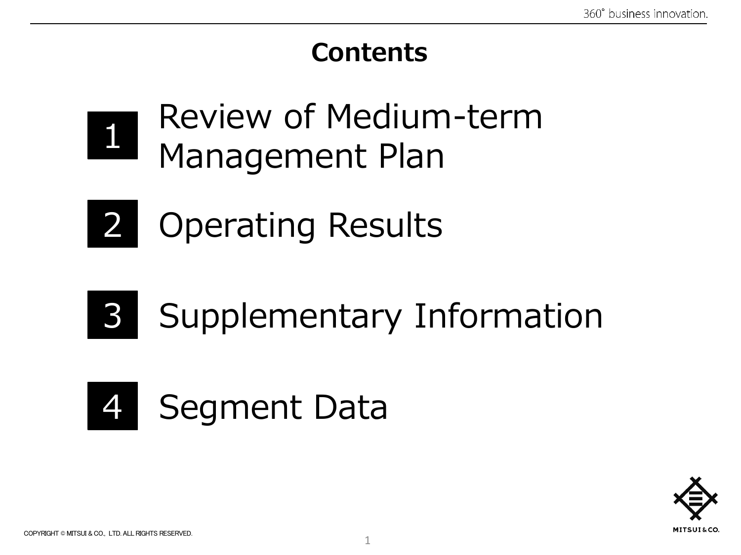# Contents

1. Review of Medium-term Management Plan
2. Operating Results
3. Supplementary Information
4. Segment Data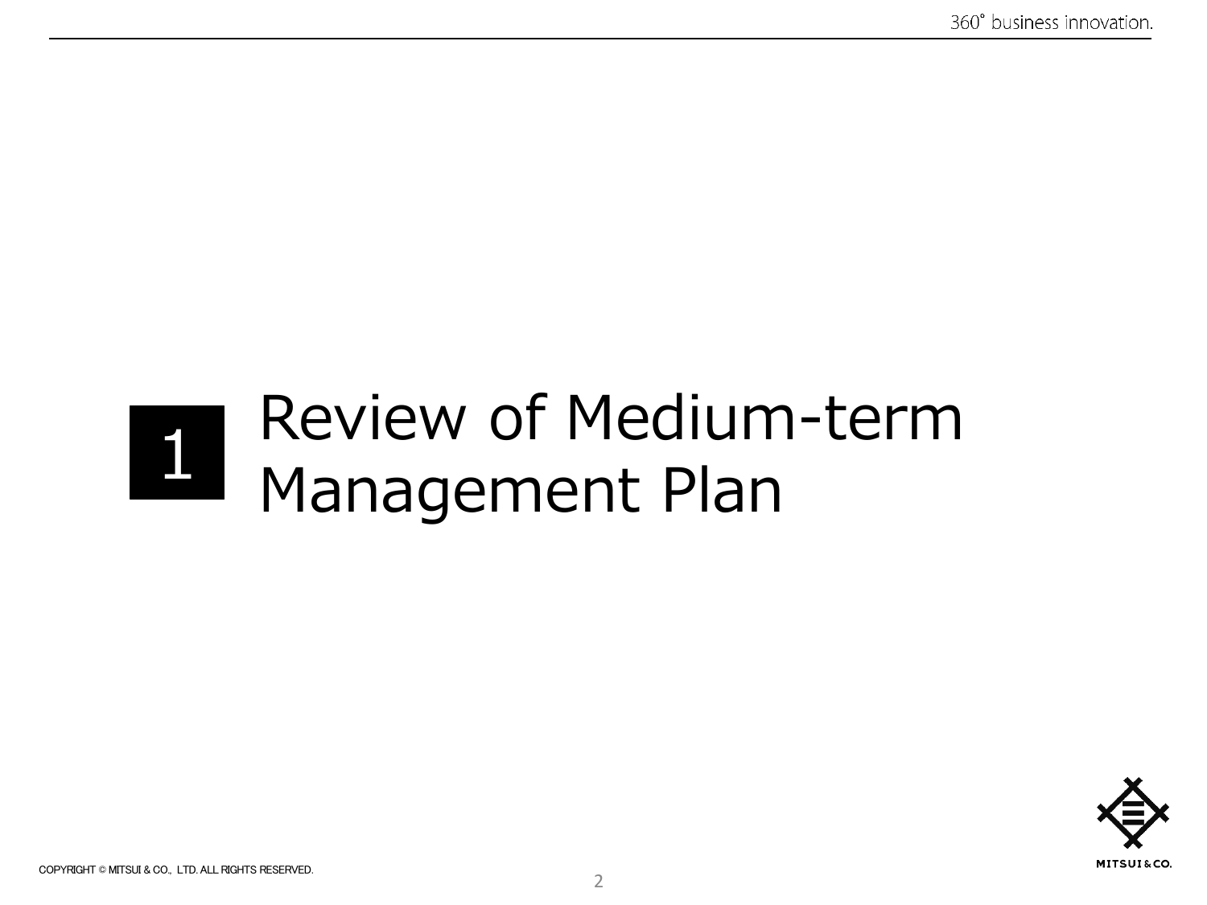# 1 Review of Medium-term Management Plan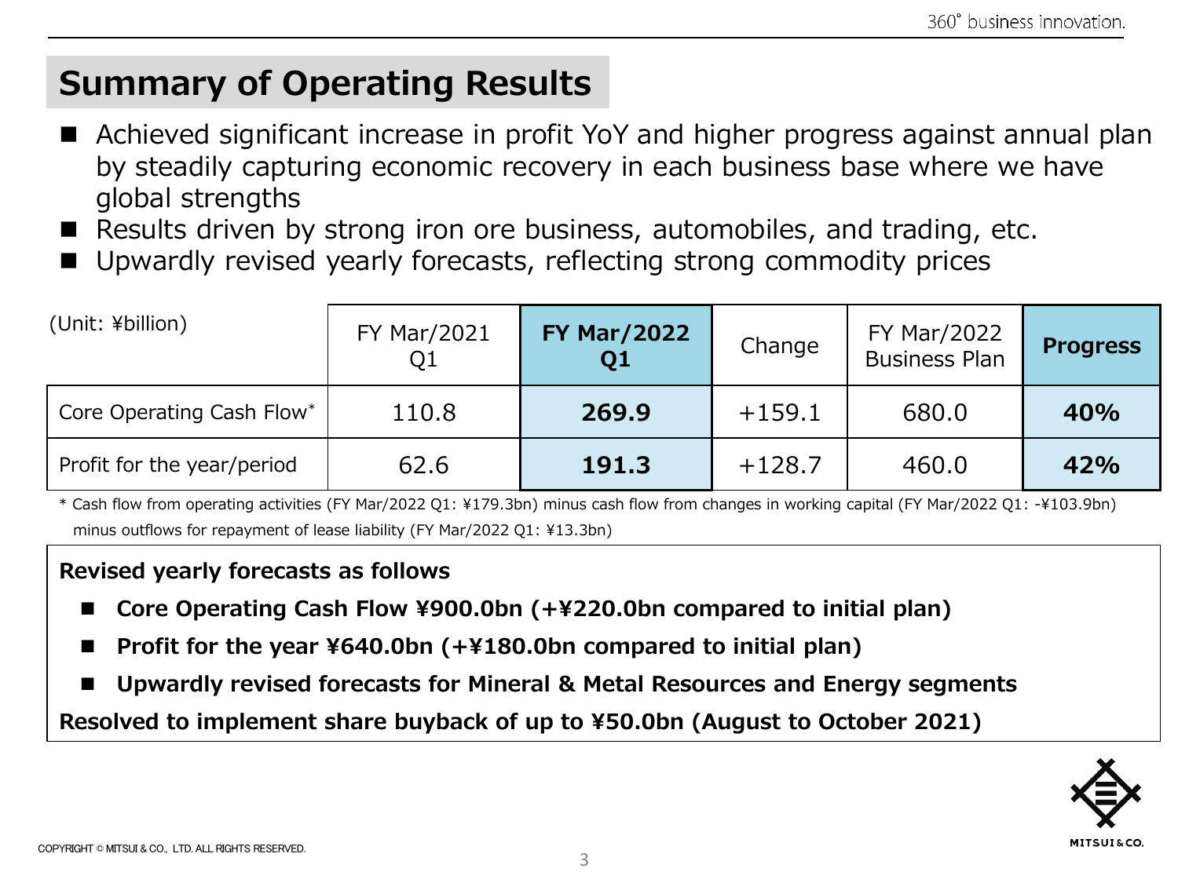# Summary of Operating Results

- Achieved significant increase in profit YoY and higher progress against annual plan by steadily capturing economic recovery in each business base where we have global strengths
- Results driven by strong iron ore business, automobiles, and trading, etc.
- Upwardly revised yearly forecasts, reflecting strong commodity prices

| (Unit: ¥billion) | FY Mar/2021 Q1 | **FY Mar/2022 Q1** | Change | FY Mar/2022 Business Plan | **Progress** |
|---|---|---|---|---|---|
| Core Operating Cash Flow* | 110.8 | **269.9** | +159.1 | 680.0 | **40%** |
| Profit for the year/period | 62.6 | **191.3** | +128.7 | 460.0 | **42%** |

\* Cash flow from operating activities (FY Mar/2022 Q1: ¥179.3bn) minus cash flow from changes in working capital (FY Mar/2022 Q1: -¥103.9bn) minus outflows for repayment of lease liability (FY Mar/2022 Q1: ¥13.3bn)

**Revised yearly forecasts as follows**

- **Core Operating Cash Flow ¥900.0bn (+¥220.0bn compared to initial plan)**
- **Profit for the year ¥640.0bn (+¥180.0bn compared to initial plan)**
- **Upwardly revised forecasts for Mineral & Metal Resources and Energy segments**

**Resolved to implement share buyback of up to ¥50.0bn (August to October 2021)**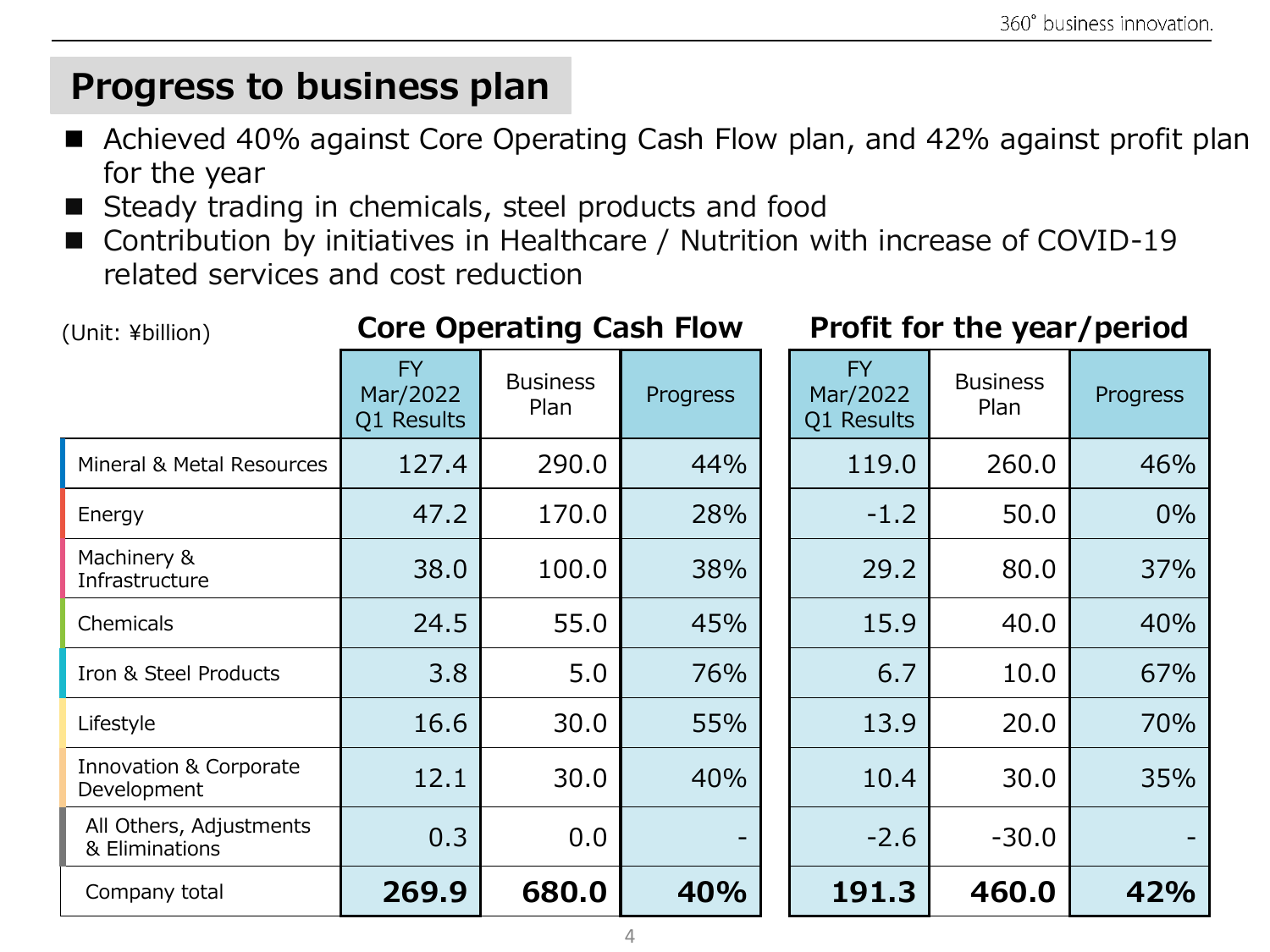# Progress to business plan

- Achieved 40% against Core Operating Cash Flow plan, and 42% against profit plan for the year
- Steady trading in chemicals, steel products and food
- Contribution by initiatives in Healthcare / Nutrition with increase of COVID-19 related services and cost reduction

(Unit: ¥billion)

| | Core Operating Cash Flow | | | Profit for the year/period | | |
|---|---|---|---|---|---|---|
| | FY Mar/2022 Q1 Results | Business Plan | Progress | FY Mar/2022 Q1 Results | Business Plan | Progress |
| Mineral & Metal Resources | 127.4 | 290.0 | 44% | 119.0 | 260.0 | 46% |
| Energy | 47.2 | 170.0 | 28% | -1.2 | 50.0 | 0% |
| Machinery & Infrastructure | 38.0 | 100.0 | 38% | 29.2 | 80.0 | 37% |
| Chemicals | 24.5 | 55.0 | 45% | 15.9 | 40.0 | 40% |
| Iron & Steel Products | 3.8 | 5.0 | 76% | 6.7 | 10.0 | 67% |
| Lifestyle | 16.6 | 30.0 | 55% | 13.9 | 20.0 | 70% |
| Innovation & Corporate Development | 12.1 | 30.0 | 40% | 10.4 | 30.0 | 35% |
| All Others, Adjustments & Eliminations | 0.3 | 0.0 | - | -2.6 | -30.0 | - |
| Company total | **269.9** | **680.0** | **40%** | **191.3** | **460.0** | **42%** |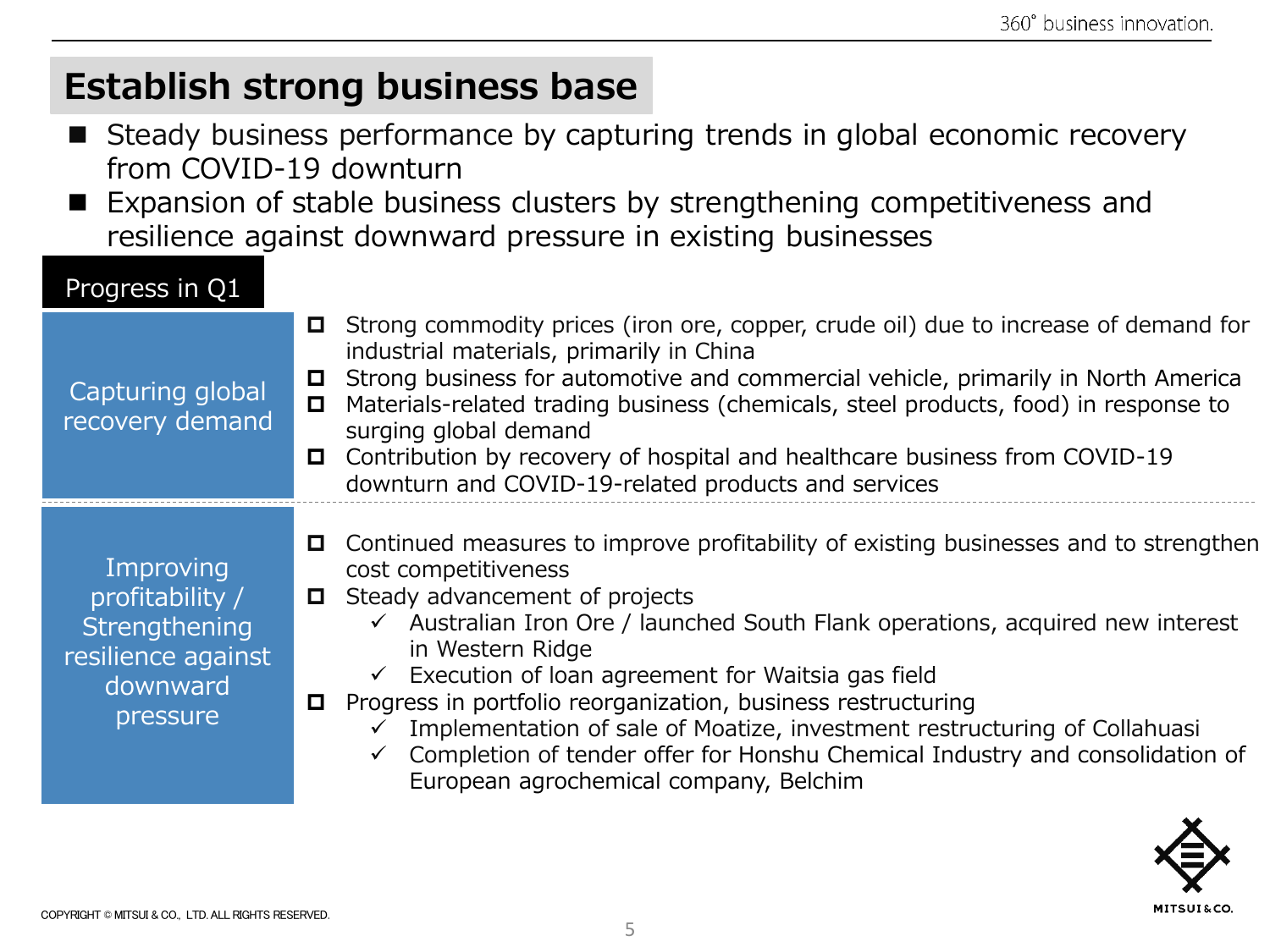# Establish strong business base

- Steady business performance by capturing trends in global economic recovery from COVID-19 downturn
- Expansion of stable business clusters by strengthening competitiveness and resilience against downward pressure in existing businesses

## Progress in Q1

### Capturing global recovery demand

- Strong commodity prices (iron ore, copper, crude oil) due to increase of demand for industrial materials, primarily in China
- Strong business for automotive and commercial vehicle, primarily in North America
- Materials-related trading business (chemicals, steel products, food) in response to surging global demand
- Contribution by recovery of hospital and healthcare business from COVID-19 downturn and COVID-19-related products and services

### Improving profitability / Strengthening resilience against downward pressure

- Continued measures to improve profitability of existing businesses and to strengthen cost competitiveness
- Steady advancement of projects
  - ✓ Australian Iron Ore / launched South Flank operations, acquired new interest in Western Ridge
  - ✓ Execution of loan agreement for Waitsia gas field
- Progress in portfolio reorganization, business restructuring
  - ✓ Implementation of sale of Moatize, investment restructuring of Collahuasi
  - ✓ Completion of tender offer for Honshu Chemical Industry and consolidation of European agrochemical company, Belchim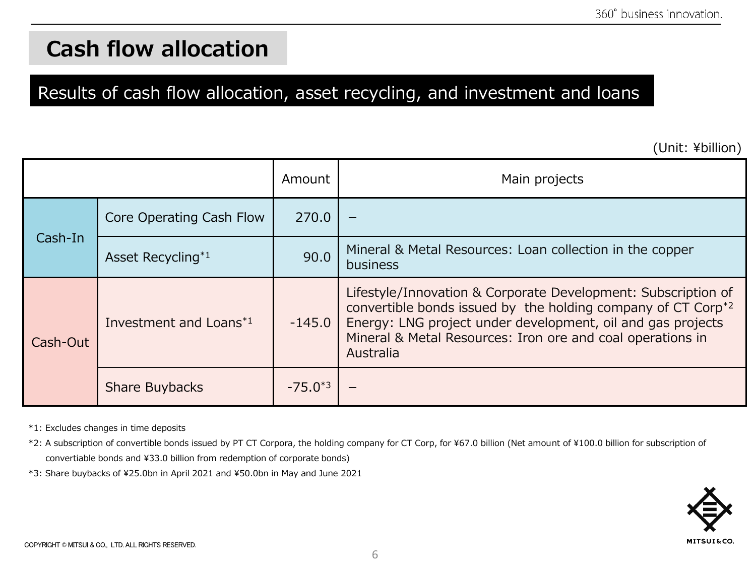# Cash flow allocation

## Results of cash flow allocation, asset recycling, and investment and loans

(Unit: ¥billion)

| | | Amount | Main projects |
|---|---|---|---|
| Cash-In | Core Operating Cash Flow | 270.0 | – |
| | Asset Recycling[*1] | 90.0 | Mineral & Metal Resources: Loan collection in the copper business |
| Cash-Out | Investment and Loans[*1] | -145.0 | Lifestyle/Innovation & Corporate Development: Subscription of convertible bonds issued by the holding company of CT Corp[*2] Energy: LNG project under development, oil and gas projects Mineral & Metal Resources: Iron ore and coal operations in Australia |
| | Share Buybacks | -75.0[*3] | – |

*1: Excludes changes in time deposits

*2: A subscription of convertible bonds issued by PT CT Corpora, the holding company for CT Corp, for ¥67.0 billion (Net amount of ¥100.0 billion for subscription of convertiable bonds and ¥33.0 billion from redemption of corporate bonds)

*3: Share buybacks of ¥25.0bn in April 2021 and ¥50.0bn in May and June 2021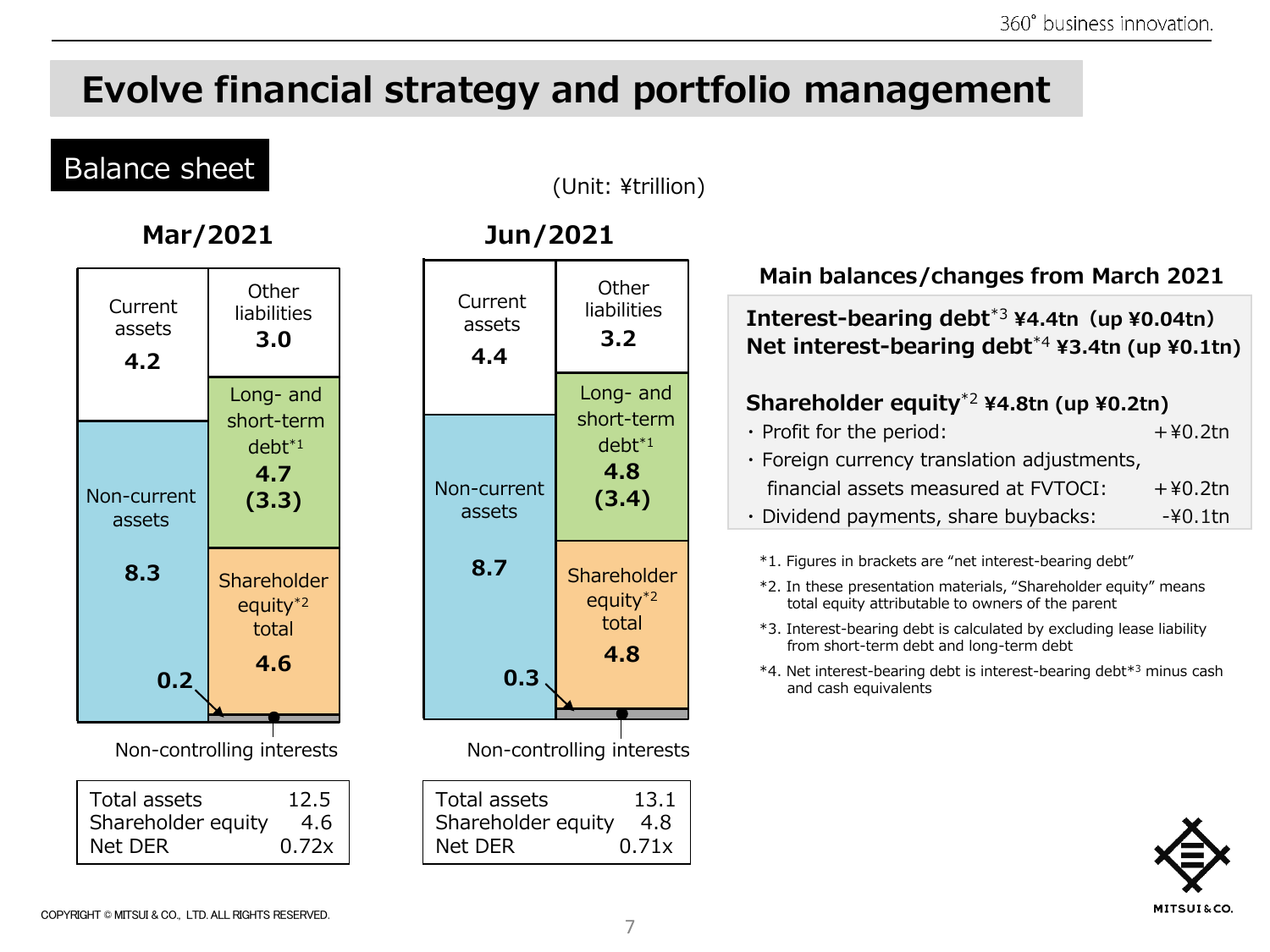# Evolve financial strategy and portfolio management

## Balance sheet

(Unit: ¥trillion)

### Mar/2021

| Assets | | Liabilities and equity | |
|---|---|---|---|
| Current assets | 4.2 | Other liabilities | 3.0 |
| Non-current assets | 8.3 | Long- and short-term debt[*1] | 4.7 (3.3) |
| | | Shareholder equity[*2] total | 4.6 |
| | | Non-controlling interests | 0.2 |

| | |
|---|---|
| Total assets | 12.5 |
| Shareholder equity | 4.6 |
| Net DER | 0.72x |

### Jun/2021

| Assets | | Liabilities and equity | |
|---|---|---|---|
| Current assets | 4.4 | Other liabilities | 3.2 |
| Non-current assets | 8.7 | Long- and short-term debt[*1] | 4.8 (3.4) |
| | | Shareholder equity[*2] total | 4.8 |
| | | Non-controlling interests | 0.3 |

| | |
|---|---|
| Total assets | 13.1 |
| Shareholder equity | 4.8 |
| Net DER | 0.71x |

### Main balances/changes from March 2021

**Interest-bearing debt[*3] ¥4.4tn (up ¥0.04tn)**
**Net interest-bearing debt[*4] ¥3.4tn (up ¥0.1tn)**

**Shareholder equity[*2] ¥4.8tn (up ¥0.2tn)**

- Profit for the period: +¥0.2tn
- Foreign currency translation adjustments, financial assets measured at FVTOCI: +¥0.2tn
- Dividend payments, share buybacks: -¥0.1tn

*1. Figures in brackets are "net interest-bearing debt"

*2. In these presentation materials, "Shareholder equity" means total equity attributable to owners of the parent

*3. Interest-bearing debt is calculated by excluding lease liability from short-term debt and long-term debt

*4. Net interest-bearing debt is interest-bearing debt*3 minus cash and cash equivalents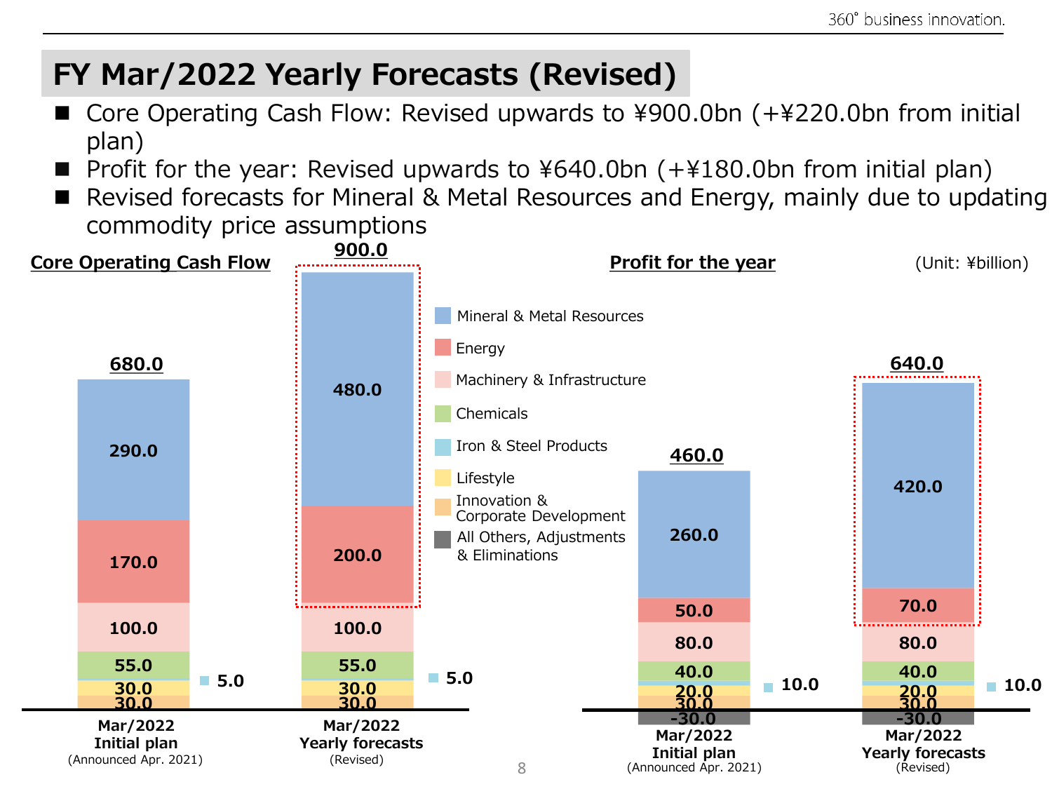# FY Mar/2022 Yearly Forecasts (Revised)

- Core Operating Cash Flow: Revised upwards to ¥900.0bn (+¥220.0bn from initial plan)
- Profit for the year: Revised upwards to ¥640.0bn (+¥180.0bn from initial plan)
- Revised forecasts for Mineral & Metal Resources and Energy, mainly due to updating commodity price assumptions

(Unit: ¥billion)

**Core Operating Cash Flow**

| Segment | Mar/2022 Initial plan (Announced Apr. 2021) | Mar/2022 Yearly forecasts (Revised) |
|---|---|---|
| Mineral & Metal Resources | 290.0 | 480.0 |
| Energy | 170.0 | 200.0 |
| Machinery & Infrastructure | 100.0 | 100.0 |
| Chemicals | 55.0 | 55.0 |
| Iron & Steel Products | 5.0 | 5.0 |
| Lifestyle | 30.0 | 30.0 |
| Innovation & Corporate Development | 30.0 | 30.0 |
| **Total** | **680.0** | **900.0** |

**Profit for the year**

| Segment | Mar/2022 Initial plan (Announced Apr. 2021) | Mar/2022 Yearly forecasts (Revised) |
|---|---|---|
| Mineral & Metal Resources | 260.0 | 420.0 |
| Energy | 50.0 | 70.0 |
| Machinery & Infrastructure | 80.0 | 80.0 |
| Chemicals | 40.0 | 40.0 |
| Iron & Steel Products | 10.0 | 10.0 |
| Lifestyle | 20.0 | 20.0 |
| Innovation & Corporate Development | 30.0 | 30.0 |
| All Others, Adjustments & Eliminations | -30.0 | -30.0 |
| **Total** | **460.0** | **640.0** |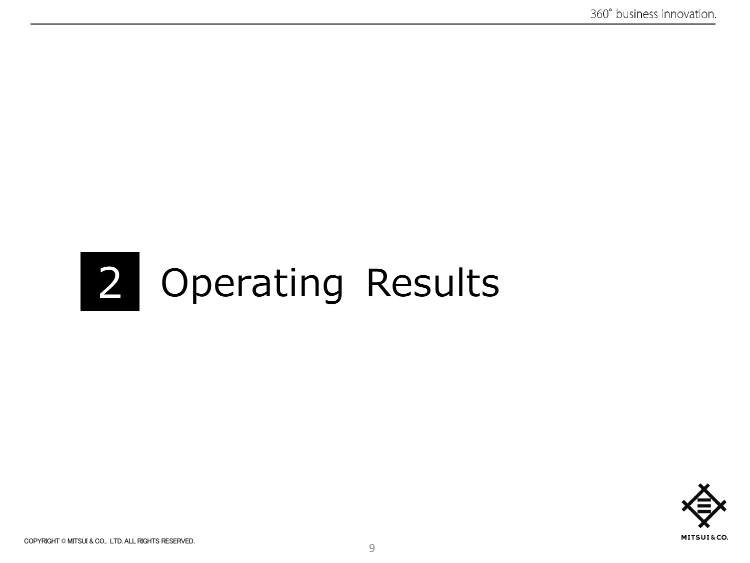# 2 Operating Results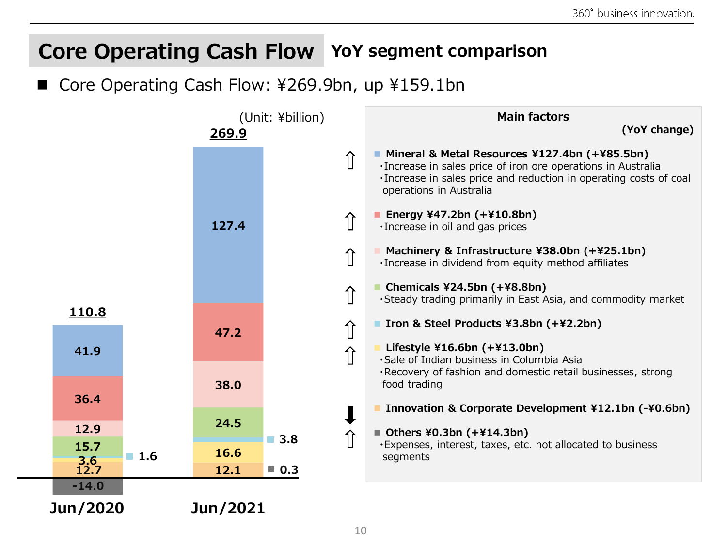# Core Operating Cash Flow YoY segment comparison

■ Core Operating Cash Flow: ¥269.9bn, up ¥159.1bn

(Unit: ¥billion)

| Segment | Jun/2020 | Jun/2021 |
|---|---|---|
| Mineral & Metal Resources | 41.9 | 127.4 |
| Energy | 36.4 | 47.2 |
| Machinery & Infrastructure | 12.9 | 38.0 |
| Chemicals | 15.7 | 24.5 |
| Iron & Steel Products | 1.6 | 3.8 |
| Lifestyle | 3.6 | 16.6 |
| Innovation & Corporate Development | 12.7 | 12.1 |
| Others | -14.0 | 0.3 |
| **Total** | **110.8** | **269.9** |

**Main factors**

**(YoY change)**

⇧ **Mineral & Metal Resources ¥127.4bn (+¥85.5bn)**
- ・Increase in sales price of iron ore operations in Australia
- ・Increase in sales price and reduction in operating costs of coal operations in Australia

⇧ **Energy ¥47.2bn (+¥10.8bn)**
- ・Increase in oil and gas prices

⇧ **Machinery & Infrastructure ¥38.0bn (+¥25.1bn)**
- ・Increase in dividend from equity method affiliates

⇧ **Chemicals ¥24.5bn (+¥8.8bn)**
- ・Steady trading primarily in East Asia, and commodity market

⇧ **Iron & Steel Products ¥3.8bn (+¥2.2bn)**

⇧ **Lifestyle ¥16.6bn (+¥13.0bn)**
- ・Sale of Indian business in Columbia Asia
- ・Recovery of fashion and domestic retail businesses, strong food trading

⬇ **Innovation & Corporate Development ¥12.1bn (-¥0.6bn)**

⇧ **Others ¥0.3bn (+¥14.3bn)**
- ・Expenses, interest, taxes, etc. not allocated to business segments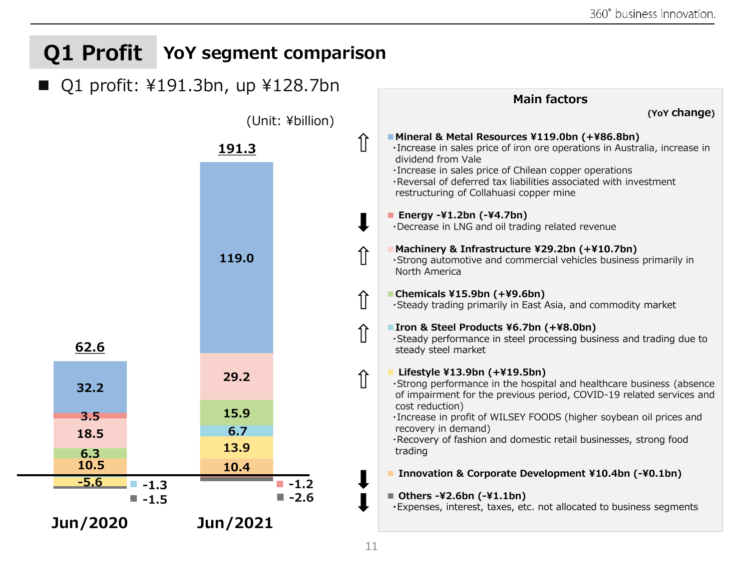# Q1 Profit YoY segment comparison

- Q1 profit: ¥191.3bn, up ¥128.7bn

(Unit: ¥billion)

| Segment | Jun/2020 | Jun/2021 |
|---|---|---|
| Mineral & Metal Resources | 32.2 | 119.0 |
| Energy | 3.5 | -1.2 |
| Machinery & Infrastructure | 18.5 | 29.2 |
| Chemicals | 6.3 | 15.9 |
| Iron & Steel Products | -1.3 | 6.7 |
| Lifestyle | -5.6 | 13.9 |
| Innovation & Corporate Development | 10.5 | 10.4 |
| Others | -1.5 | -2.6 |
| **Total** | **62.6** | **191.3** |

## Main factors

(YoY change)

⇧ **Mineral & Metal Resources ¥119.0bn (+¥86.8bn)**
- Increase in sales price of iron ore operations in Australia, increase in dividend from Vale
- Increase in sales price of Chilean copper operations
- Reversal of deferred tax liabilities associated with investment restructuring of Collahuasi copper mine

⬇ **Energy -¥1.2bn (-¥4.7bn)**
- Decrease in LNG and oil trading related revenue

⇧ **Machinery & Infrastructure ¥29.2bn (+¥10.7bn)**
- Strong automotive and commercial vehicles business primarily in North America

⇧ **Chemicals ¥15.9bn (+¥9.6bn)**
- Steady trading primarily in East Asia, and commodity market

⇧ **Iron & Steel Products ¥6.7bn (+¥8.0bn)**
- Steady performance in steel processing business and trading due to steady steel market

⇧ **Lifestyle ¥13.9bn (+¥19.5bn)**
- Strong performance in the hospital and healthcare business (absence of impairment for the previous period, COVID-19 related services and cost reduction)
- Increase in profit of WILSEY FOODS (higher soybean oil prices and recovery in demand)
- Recovery of fashion and domestic retail businesses, strong food trading

⬇ **Innovation & Corporate Development ¥10.4bn (-¥0.1bn)**

⬇ **Others -¥2.6bn (-¥1.1bn)**
- Expenses, interest, taxes, etc. not allocated to business segments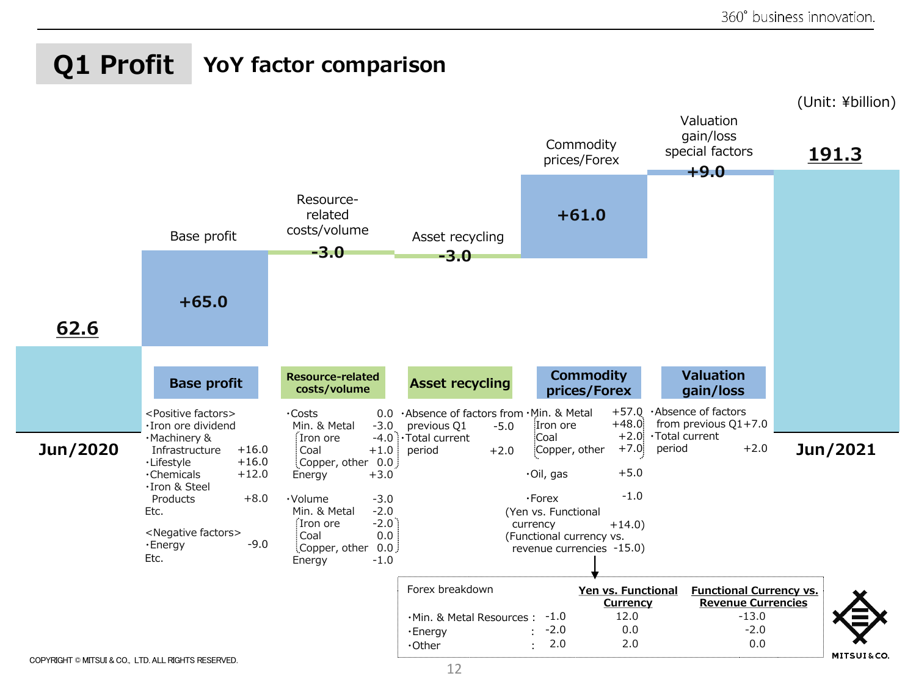# Q1 Profit YoY factor comparison

(Unit: ¥billion)

| | Jun/2020 | Base profit | Resource-related costs/volume | Asset recycling | Commodity prices/Forex | Valuation gain/loss special factors | Jun/2021 |
|---|---|---|---|---|---|---|---|
| Value | 62.6 | +65.0 | -3.0 | -3.0 | +61.0 | +9.0 | 191.3 |

## Base profit

<Positive factors>
- Iron ore dividend
- Machinery & Infrastructure +16.0
- Lifestyle +16.0
- Chemicals +12.0
- Iron & Steel Products +8.0

Etc.

<Negative factors>
- Energy -9.0

Etc.

## Resource-related costs/volume

- Costs 0.0
  - Min. & Metal -3.0
    - Iron ore -4.0
    - Coal +1.0
    - Copper, other 0.0
  - Energy +3.0
- Volume -3.0
  - Min. & Metal -2.0
    - Iron ore -2.0
    - Coal 0.0
    - Copper, other 0.0
  - Energy -1.0

## Asset recycling

- Absence of factors from previous Q1 -5.0
- Total current period +2.0

## Commodity prices/Forex

- Min. & Metal +57.0
  - Iron ore +48.0
  - Coal +2.0
  - Copper, other +7.0
- Oil, gas +5.0
- Forex -1.0
  - (Yen vs. Functional currency +14.0)
  - (Functional currency vs. revenue currencies -15.0)

| Forex breakdown | | Yen vs. Functional Currency | Functional Currency vs. Revenue Currencies |
|---|---|---|---|
| Min. & Metal Resources | -1.0 | 12.0 | -13.0 |
| Energy | -2.0 | 0.0 | -2.0 |
| Other | 2.0 | 2.0 | 0.0 |

## Valuation gain/loss

- Absence of factors from previous Q1 +7.0
- Total current period +2.0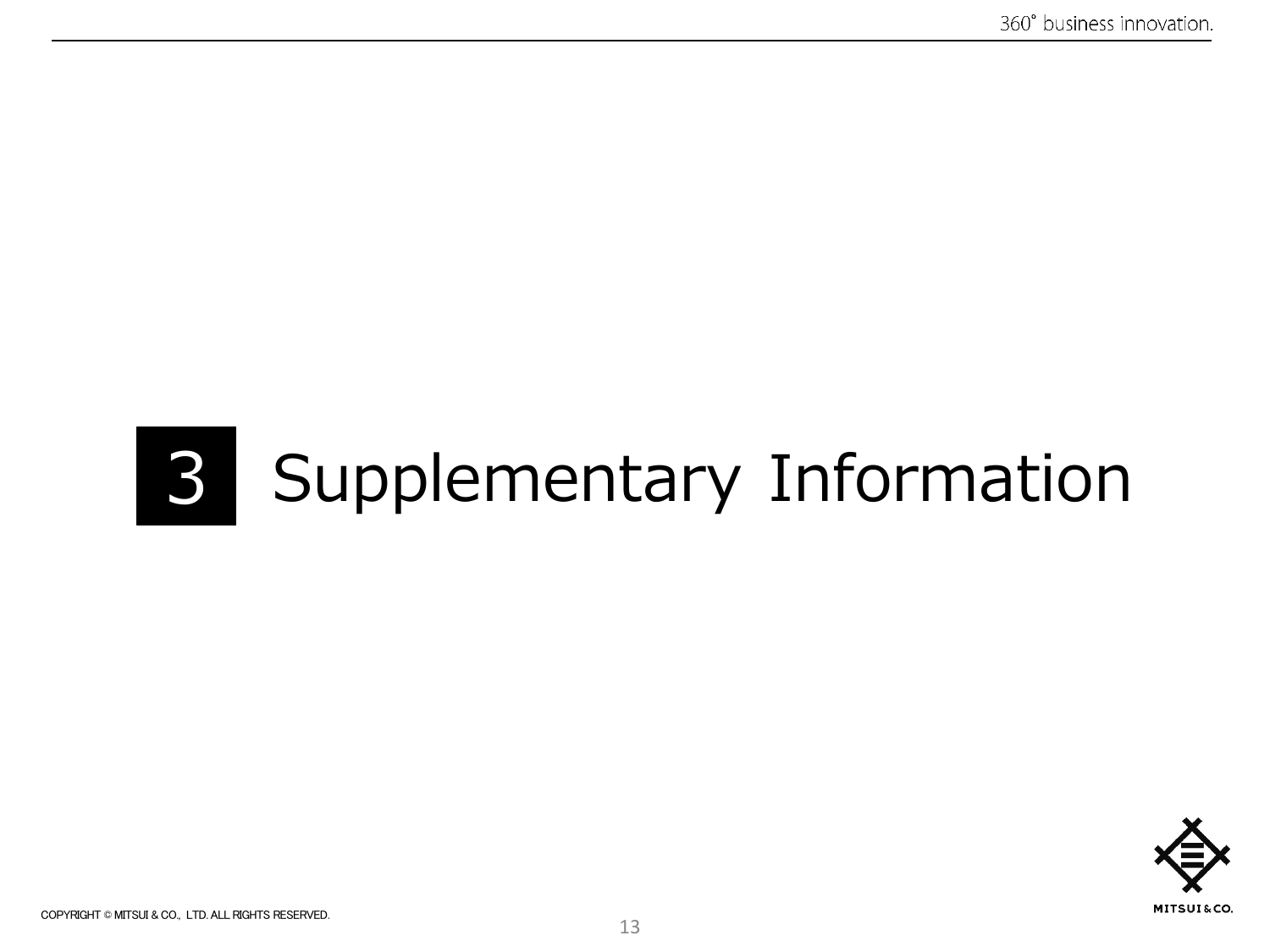# 3 Supplementary Information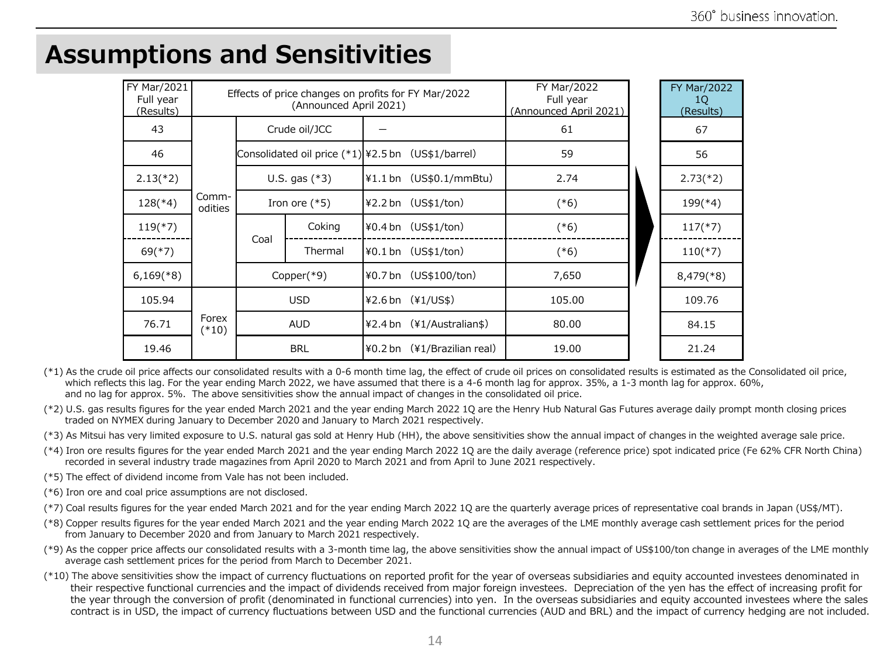# Assumptions and Sensitivities

| FY Mar/2021 Full year (Results) | Effects of price changes on profits for FY Mar/2022 (Announced April 2021) | | | | FY Mar/2022 Full year (Announced April 2021) | FY Mar/2022 1Q (Results) |
|---|---|---|---|---|---|---|
| 43 | Commodities | Crude oil/JCC | | — | 61 | 67 |
| 46 | | Consolidated oil price (*1) | | ¥2.5 bn (US$1/barrel) | 59 | 56 |
| 2.13(*2) | | U.S. gas (*3) | | ¥1.1 bn (US$0.1/mmBtu) | 2.74 | 2.73(*2) |
| 128(*4) | | Iron ore (*5) | | ¥2.2 bn (US$1/ton) | (*6) | 199(*4) |
| 119(*7) | | Coal | Coking | ¥0.4 bn (US$1/ton) | (*6) | 117(*7) |
| 69(*7) | | | Thermal | ¥0.1 bn (US$1/ton) | (*6) | 110(*7) |
| 6,169(*8) | | Copper(*9) | | ¥0.7 bn (US$100/ton) | 7,650 | 8,479(*8) |
| 105.94 | Forex (*10) | USD | | ¥2.6 bn (¥1/US$) | 105.00 | 109.76 |
| 76.71 | | AUD | | ¥2.4 bn (¥1/Australian$) | 80.00 | 84.15 |
| 19.46 | | BRL | | ¥0.2 bn (¥1/Brazilian real) | 19.00 | 21.24 |

(*1) As the crude oil price affects our consolidated results with a 0-6 month time lag, the effect of crude oil prices on consolidated results is estimated as the Consolidated oil price, which reflects this lag. For the year ending March 2022, we have assumed that there is a 4-6 month lag for approx. 35%, a 1-3 month lag for approx. 60%, and no lag for approx. 5%. The above sensitivities show the annual impact of changes in the consolidated oil price.

(*2) U.S. gas results figures for the year ended March 2021 and the year ending March 2022 1Q are the Henry Hub Natural Gas Futures average daily prompt month closing prices traded on NYMEX during January to December 2020 and January to March 2021 respectively.

(*3) As Mitsui has very limited exposure to U.S. natural gas sold at Henry Hub (HH), the above sensitivities show the annual impact of changes in the weighted average sale price.

(*4) Iron ore results figures for the year ended March 2021 and the year ending March 2022 1Q are the daily average (reference price) spot indicated price (Fe 62% CFR North China) recorded in several industry trade magazines from April 2020 to March 2021 and from April to June 2021 respectively.

(*5) The effect of dividend income from Vale has not been included.

(*6) Iron ore and coal price assumptions are not disclosed.

(*7) Coal results figures for the year ended March 2021 and for the year ending March 2022 1Q are the quarterly average prices of representative coal brands in Japan (US$/MT).

(*8) Copper results figures for the year ended March 2021 and the year ending March 2022 1Q are the averages of the LME monthly average cash settlement prices for the period from January to December 2020 and from January to March 2021 respectively.

(*9) As the copper price affects our consolidated results with a 3-month time lag, the above sensitivities show the annual impact of US$100/ton change in averages of the LME monthly average cash settlement prices for the period from March to December 2021.

(*10) The above sensitivities show the impact of currency fluctuations on reported profit for the year of overseas subsidiaries and equity accounted investees denominated in their respective functional currencies and the impact of dividends received from major foreign investees. Depreciation of the yen has the effect of increasing profit for the year through the conversion of profit (denominated in functional currencies) into yen. In the overseas subsidiaries and equity accounted investees where the sales contract is in USD, the impact of currency fluctuations between USD and the functional currencies (AUD and BRL) and the impact of currency hedging are not included.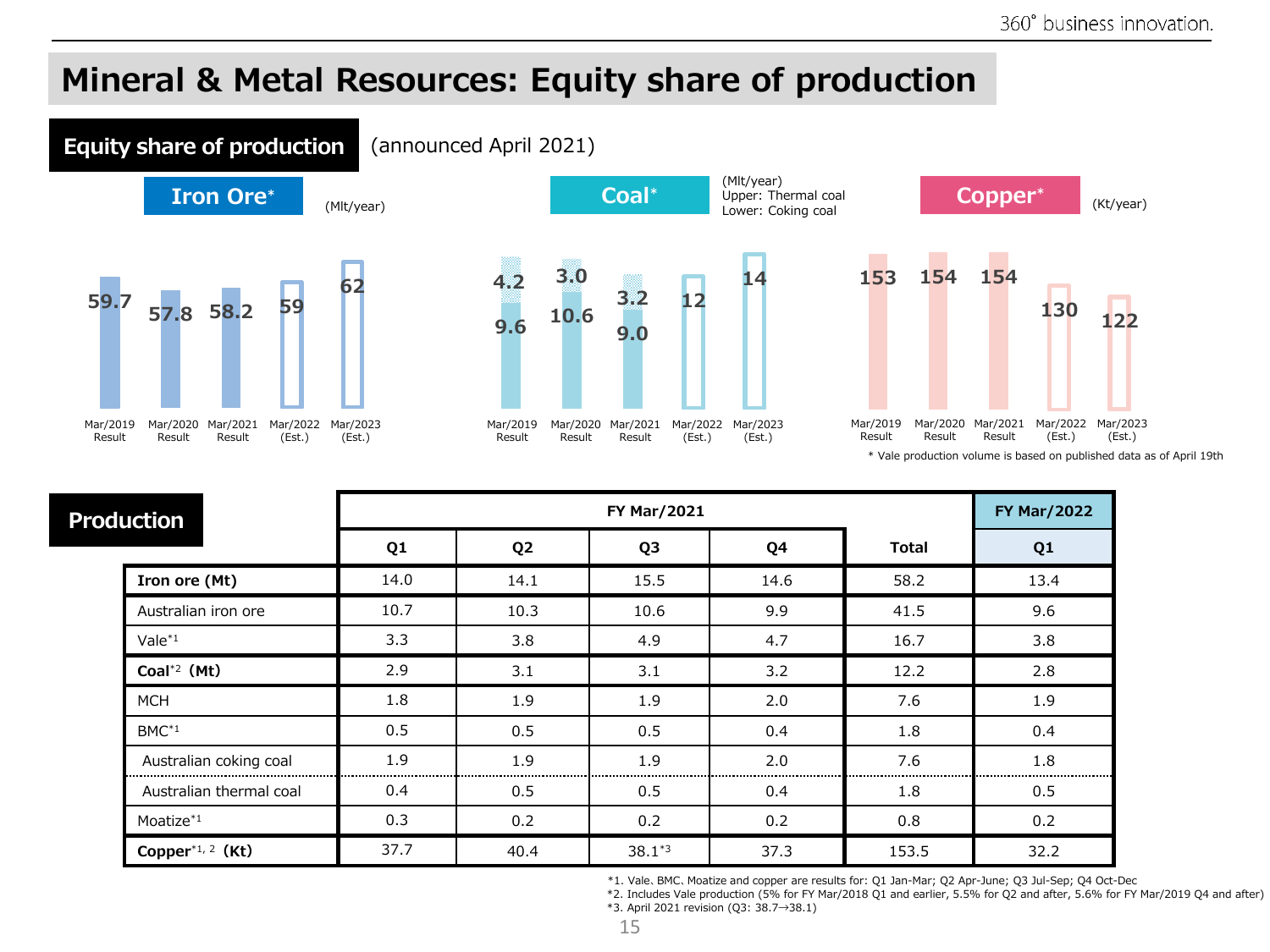# Mineral & Metal Resources: Equity share of production

## Equity share of production (announced April 2021)

### Iron Ore*

(Mlt/year)

| | Mar/2019 Result | Mar/2020 Result | Mar/2021 Result | Mar/2022 (Est.) | Mar/2023 (Est.) |
|---|---|---|---|---|---|
| Iron Ore | 59.7 | 57.8 | 58.2 | 59 | 62 |

### Coal*

(Mlt/year)
Upper: Thermal coal
Lower: Coking coal

| | Mar/2019 Result | Mar/2020 Result | Mar/2021 Result | Mar/2022 (Est.) | Mar/2023 (Est.) |
|---|---|---|---|---|---|
| Thermal coal | 4.2 | 3.0 | 3.2 | | |
| Coking coal | 9.6 | 10.6 | 9.0 | | |
| Total | | | | 12 | 14 |

### Copper*

(Kt/year)

| | Mar/2019 Result | Mar/2020 Result | Mar/2021 Result | Mar/2022 (Est.) | Mar/2023 (Est.) |
|---|---|---|---|---|---|
| Copper | 153 | 154 | 154 | 130 | 122 |

\* Vale production volume is based on published data as of April 19th

## Production

| | FY Mar/2021 Q1 | FY Mar/2021 Q2 | FY Mar/2021 Q3 | FY Mar/2021 Q4 | FY Mar/2021 Total | FY Mar/2022 Q1 |
|---|---|---|---|---|---|---|
| **Iron ore (Mt)** | 14.0 | 14.1 | 15.5 | 14.6 | 58.2 | 13.4 |
| Australian iron ore | 10.7 | 10.3 | 10.6 | 9.9 | 41.5 | 9.6 |
| Vale[*1] | 3.3 | 3.8 | 4.9 | 4.7 | 16.7 | 3.8 |
| **Coal[*2] (Mt)** | 2.9 | 3.1 | 3.1 | 3.2 | 12.2 | 2.8 |
| MCH | 1.8 | 1.9 | 1.9 | 2.0 | 7.6 | 1.9 |
| BMC[*1] | 0.5 | 0.5 | 0.5 | 0.4 | 1.8 | 0.4 |
| Australian coking coal | 1.9 | 1.9 | 1.9 | 2.0 | 7.6 | 1.8 |
| Australian thermal coal | 0.4 | 0.5 | 0.5 | 0.4 | 1.8 | 0.5 |
| Moatize[*1] | 0.3 | 0.2 | 0.2 | 0.2 | 0.8 | 0.2 |
| **Copper[*1, 2] (Kt)** | 37.7 | 40.4 | 38.1[*3] | 37.3 | 153.5 | 32.2 |

*1. Vale、BMC、Moatize and copper are results for: Q1 Jan-Mar; Q2 Apr-June; Q3 Jul-Sep; Q4 Oct-Dec
*2. Includes Vale production (5% for FY Mar/2018 Q1 and earlier, 5.5% for Q2 and after, 5.6% for FY Mar/2019 Q4 and after)
*3. April 2021 revision (Q3: 38.7→38.1)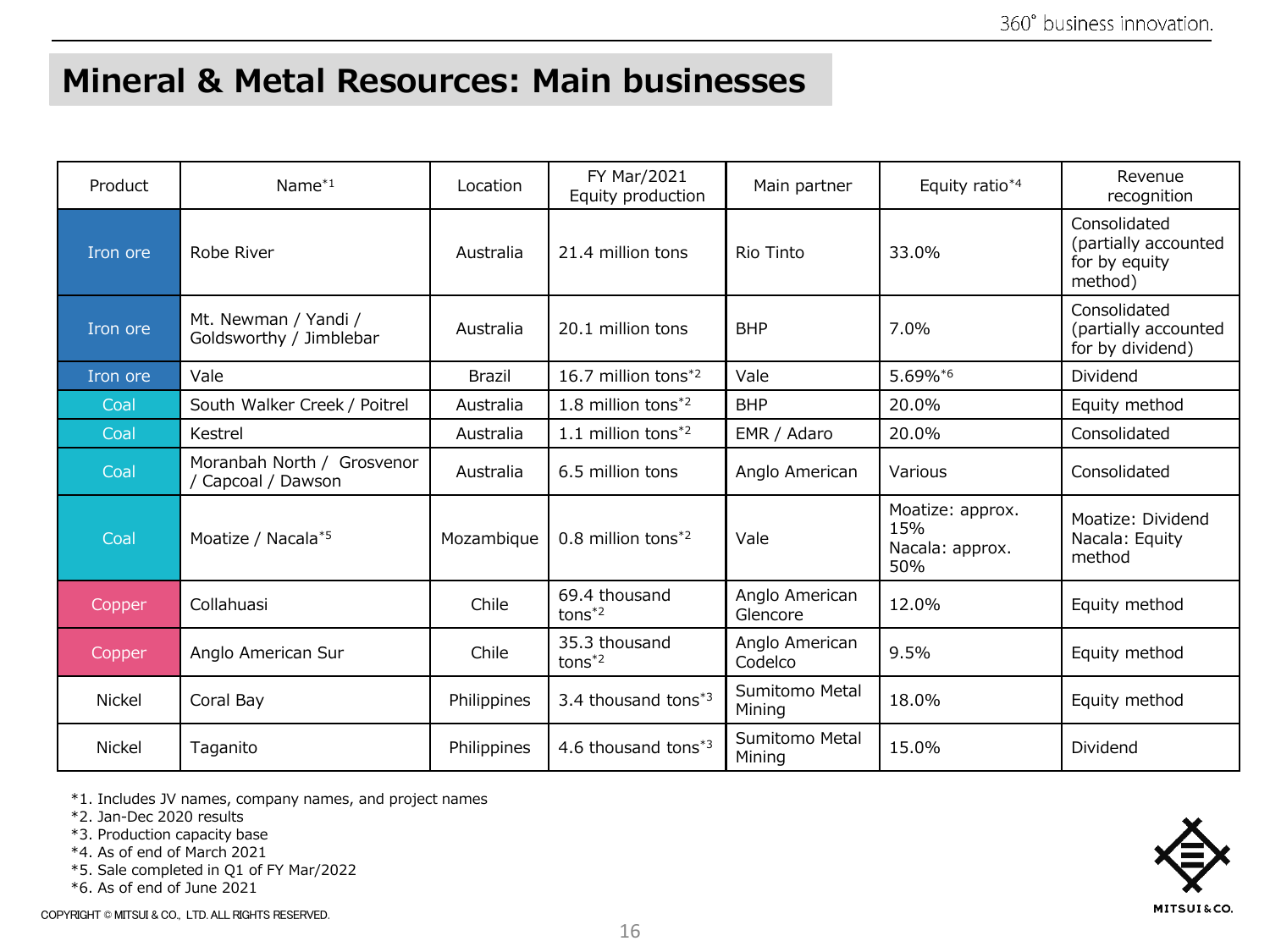# Mineral & Metal Resources: Main businesses

| Product | Name[*1] | Location | FY Mar/2021 Equity production | Main partner | Equity ratio[*4] | Revenue recognition |
|---|---|---|---|---|---|---|
| Iron ore | Robe River | Australia | 21.4 million tons | Rio Tinto | 33.0% | Consolidated (partially accounted for by equity method) |
| Iron ore | Mt. Newman / Yandi / Goldsworthy / Jimblebar | Australia | 20.1 million tons | BHP | 7.0% | Consolidated (partially accounted for by dividend) |
| Iron ore | Vale | Brazil | 16.7 million tons[*2] | Vale | 5.69%[*6] | Dividend |
| Coal | South Walker Creek / Poitrel | Australia | 1.8 million tons[*2] | BHP | 20.0% | Equity method |
| Coal | Kestrel | Australia | 1.1 million tons[*2] | EMR / Adaro | 20.0% | Consolidated |
| Coal | Moranbah North / Grosvenor / Capcoal / Dawson | Australia | 6.5 million tons | Anglo American | Various | Consolidated |
| Coal | Moatize / Nacala[*5] | Mozambique | 0.8 million tons[*2] | Vale | Moatize: approx. 15% Nacala: approx. 50% | Moatize: Dividend Nacala: Equity method |
| Copper | Collahuasi | Chile | 69.4 thousand tons[*2] | Anglo American Glencore | 12.0% | Equity method |
| Copper | Anglo American Sur | Chile | 35.3 thousand tons[*2] | Anglo American Codelco | 9.5% | Equity method |
| Nickel | Coral Bay | Philippines | 3.4 thousand tons[*3] | Sumitomo Metal Mining | 18.0% | Equity method |
| Nickel | Taganito | Philippines | 4.6 thousand tons[*3] | Sumitomo Metal Mining | 15.0% | Dividend |

*1. Includes JV names, company names, and project names
*2. Jan-Dec 2020 results
*3. Production capacity base
*4. As of end of March 2021
*5. Sale completed in Q1 of FY Mar/2022
*6. As of end of June 2021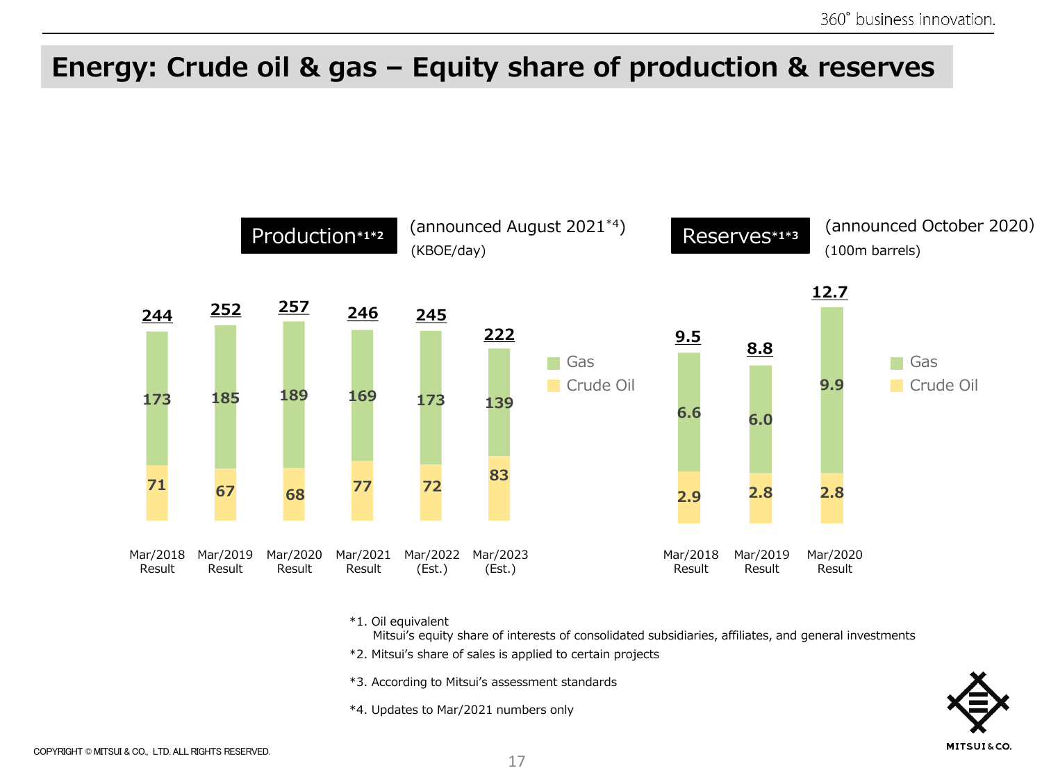# Energy: Crude oil & gas – Equity share of production & reserves

## Production*1*2 (announced August 2021*4)

(KBOE/day)

| | Mar/2018 Result | Mar/2019 Result | Mar/2020 Result | Mar/2021 Result | Mar/2022 (Est.) | Mar/2023 (Est.) |
|---|---|---|---|---|---|---|
| Gas | 173 | 185 | 189 | 169 | 173 | 139 |
| Crude Oil | 71 | 67 | 68 | 77 | 72 | 83 |
| **Total** | **244** | **252** | **257** | **246** | **245** | **222** |

## Reserves*1*3 (announced October 2020)

(100m barrels)

| | Mar/2018 Result | Mar/2019 Result | Mar/2020 Result |
|---|---|---|---|
| Gas | 6.6 | 6.0 | 9.9 |
| Crude Oil | 2.9 | 2.8 | 2.8 |
| **Total** | **9.5** | **8.8** | **12.7** |

*1. Oil equivalent
Mitsui's equity share of interests of consolidated subsidiaries, affiliates, and general investments

*2. Mitsui's share of sales is applied to certain projects

*3. According to Mitsui's assessment standards

*4. Updates to Mar/2021 numbers only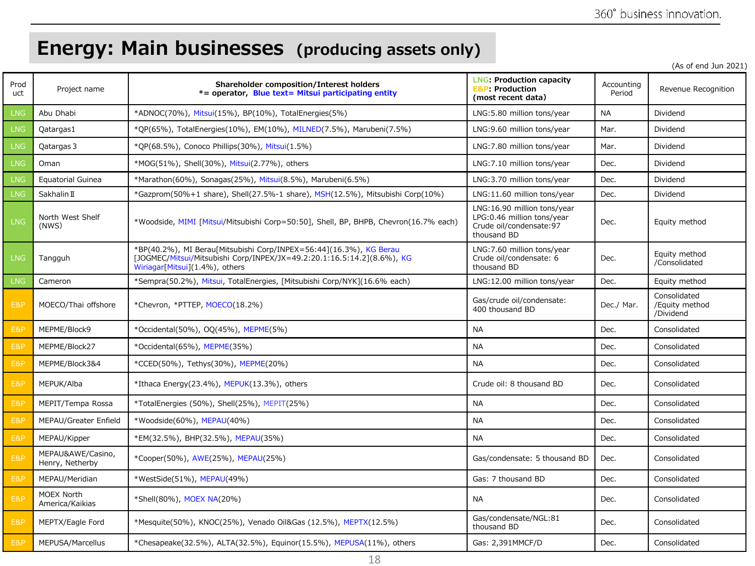# Energy: Main businesses (producing assets only)

(As of end Jun 2021)

| Product | Project name | Shareholder composition/Interest holders *= operator, Blue text= Mitsui participating entity | LNG: Production capacity E&P: Production (most recent data) | Accounting Period | Revenue Recognition |
|---|---|---|---|---|---|
| LNG | Abu Dhabi | *ADNOC(70%), Mitsui(15%), BP(10%), TotalEnergies(5%) | LNG:5.80 million tons/year | NA | Dividend |
| LNG | Qatargas1 | *QP(65%), TotalEnergies(10%), EM(10%), MILNED(7.5%), Marubeni(7.5%) | LNG:9.60 million tons/year | Mar. | Dividend |
| LNG | Qatargas 3 | *QP(68.5%), Conoco Phillips(30%), Mitsui(1.5%) | LNG:7.80 million tons/year | Mar. | Dividend |
| LNG | Oman | *MOG(51%), Shell(30%), Mitsui(2.77%), others | LNG:7.10 million tons/year | Dec. | Dividend |
| LNG | Equatorial Guinea | *Marathon(60%), Sonagas(25%), Mitsui(8.5%), Marubeni(6.5%) | LNG:3.70 million tons/year | Dec. | Dividend |
| LNG | Sakhalin II | *Gazprom(50%+1 share), Shell(27.5%-1 share), MSH(12.5%), Mitsubishi Corp(10%) | LNG:11.60 million tons/year | Dec. | Dividend |
| LNG | North West Shelf (NWS) | *Woodside, MIMI [Mitsui/Mitsubishi Corp=50:50], Shell, BP, BHPB, Chevron(16.7% each) | LNG:16.90 million tons/year<br>LPG:0.46 million tons/year<br>Crude oil/condensate:97 thousand BD | Dec. | Equity method |
| LNG | Tangguh | *BP(40.2%), MI Berau[Mitsubishi Corp/INPEX=56:44](16.3%), KG Berau [JOGMEC/Mitsui/Mitsubishi Corp/INPEX/JX=49.2:20.1:16.5:14.2](8.6%), KG Wiriagar[Mitsui](1.4%), others | LNG:7.60 million tons/year<br>Crude oil/condensate: 6 thousand BD | Dec. | Equity method /Consolidated |
| LNG | Cameron | *Sempra(50.2%), Mitsui, TotalEnergies, [Mitsubishi Corp/NYK](16.6% each) | LNG:12.00 million tons/year | Dec. | Equity method |
| E&P | MOECO/Thai offshore | *Chevron, *PTTEP, MOECO(18.2%) | Gas/crude oil/condensate: 400 thousand BD | Dec./ Mar. | Consolidated /Equity method /Dividend |
| E&P | MEPME/Block9 | *Occidental(50%), OQ(45%), MEPME(5%) | NA | Dec. | Consolidated |
| E&P | MEPME/Block27 | *Occidental(65%), MEPME(35%) | NA | Dec. | Consolidated |
| E&P | MEPME/Block3&4 | *CCED(50%), Tethys(30%), MEPME(20%) | NA | Dec. | Consolidated |
| E&P | MEPUK/Alba | *Ithaca Energy(23.4%), MEPUK(13.3%), others | Crude oil: 8 thousand BD | Dec. | Consolidated |
| E&P | MEPIT/Tempa Rossa | *TotalEnergies (50%), Shell(25%), MEPIT(25%) | NA | Dec. | Consolidated |
| E&P | MEPAU/Greater Enfield | *Woodside(60%), MEPAU(40%) | NA | Dec. | Consolidated |
| E&P | MEPAU/Kipper | *EM(32.5%), BHP(32.5%), MEPAU(35%) | NA | Dec. | Consolidated |
| E&P | MEPAU&AWE/Casino, Henry, Netherby | *Cooper(50%), AWE(25%), MEPAU(25%) | Gas/condensate: 5 thousand BD | Dec. | Consolidated |
| E&P | MEPAU/Meridian | *WestSide(51%), MEPAU(49%) | Gas: 7 thousand BD | Dec. | Consolidated |
| E&P | MOEX North America/Kaikias | *Shell(80%), MOEX NA(20%) | NA | Dec. | Consolidated |
| E&P | MEPTX/Eagle Ford | *Mesquite(50%), KNOC(25%), Venado Oil&Gas (12.5%), MEPTX(12.5%) | Gas/condensate/NGL:81 thousand BD | Dec. | Consolidated |
| E&P | MEPUSA/Marcellus | *Chesapeake(32.5%), ALTA(32.5%), Equinor(15.5%), MEPUSA(11%), others | Gas: 2,391MMCF/D | Dec. | Consolidated |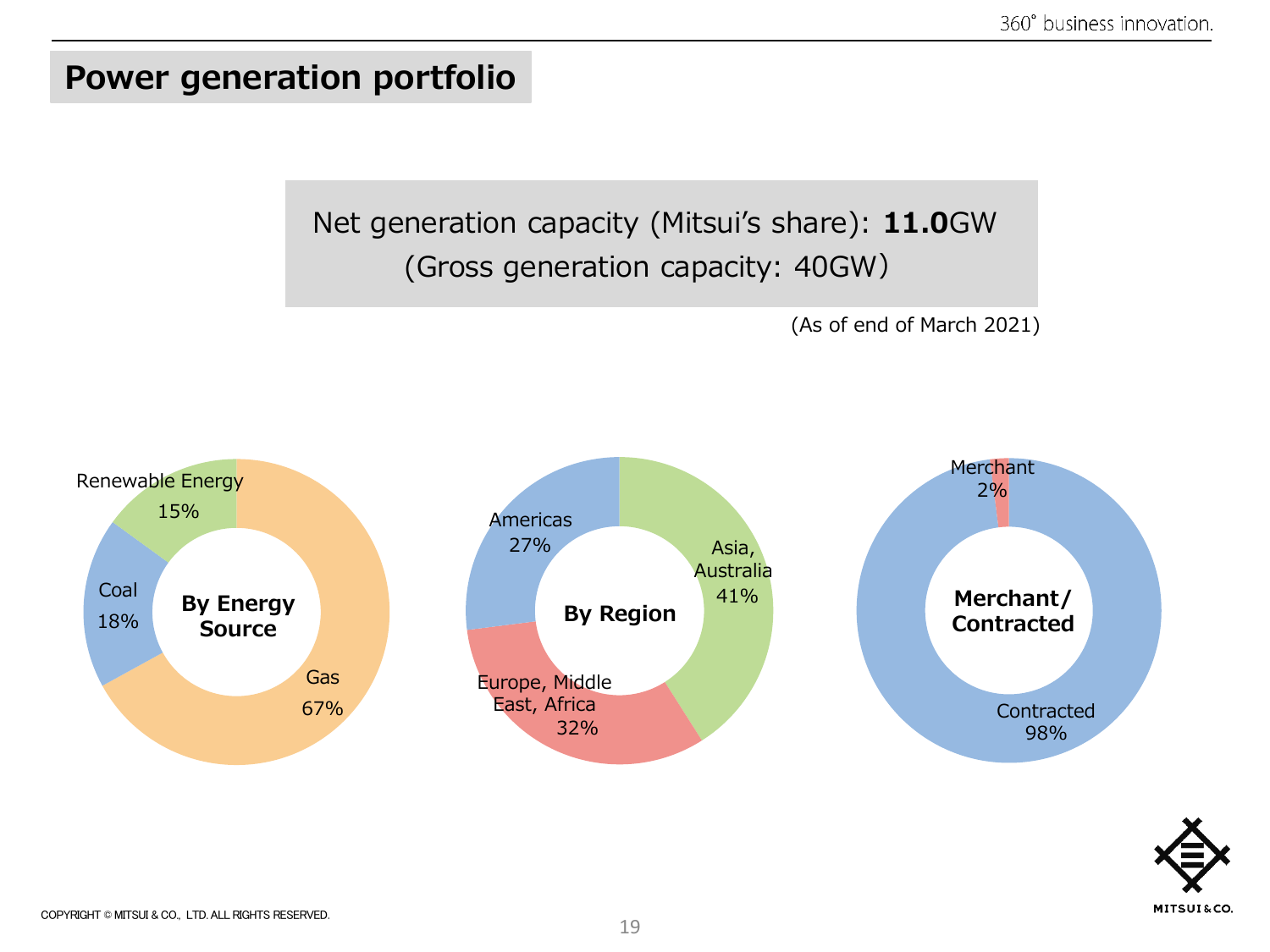# Power generation portfolio

Net generation capacity (Mitsui's share): **11.0**GW
(Gross generation capacity: 40GW)

(As of end of March 2021)

**By Energy Source**

| Energy Source | Share |
|---|---|
| Gas | 67% |
| Coal | 18% |
| Renewable Energy | 15% |

**By Region**

| Region | Share |
|---|---|
| Asia, Australia | 41% |
| Europe, Middle East, Africa | 32% |
| Americas | 27% |

**Merchant/ Contracted**

| Type | Share |
|---|---|
| Contracted | 98% |
| Merchant | 2% |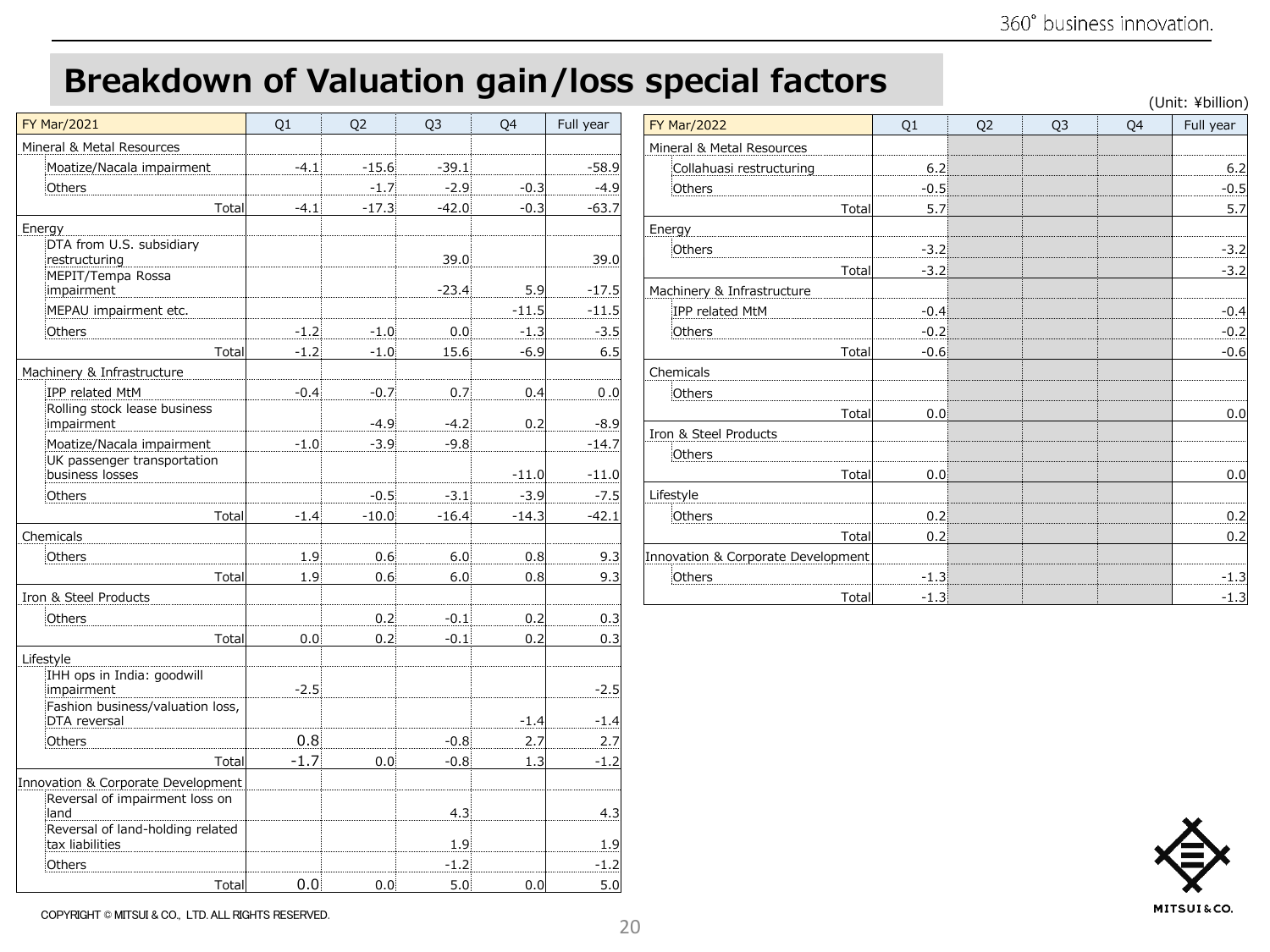# Breakdown of Valuation gain/loss special factors

(Unit: ¥billion)

| FY Mar/2021 | Q1 | Q2 | Q3 | Q4 | Full year |
|---|---|---|---|---|---|
| Mineral & Metal Resources | | | | | |
| Moatize/Nacala impairment | -4.1 | -15.6 | -39.1 | | -58.9 |
| Others | | -1.7 | -2.9 | -0.3 | -4.9 |
| Total | -4.1 | -17.3 | -42.0 | -0.3 | -63.7 |
| Energy | | | | | |
| DTA from U.S. subsidiary restructuring | | | 39.0 | | 39.0 |
| MEPIT/Tempa Rossa impairment | | | -23.4 | 5.9 | -17.5 |
| MEPAU impairment etc. | | | | -11.5 | -11.5 |
| Others | -1.2 | -1.0 | 0.0 | -1.3 | -3.5 |
| Total | -1.2 | -1.0 | 15.6 | -6.9 | 6.5 |
| Machinery & Infrastructure | | | | | |
| IPP related MtM | -0.4 | -0.7 | 0.7 | 0.4 | 0.0 |
| Rolling stock lease business impairment | | -4.9 | -4.2 | 0.2 | -8.9 |
| Moatize/Nacala impairment | -1.0 | -3.9 | -9.8 | | -14.7 |
| UK passenger transportation business losses | | | | -11.0 | -11.0 |
| Others | | -0.5 | -3.1 | -3.9 | -7.5 |
| Total | -1.4 | -10.0 | -16.4 | -14.3 | -42.1 |
| Chemicals | | | | | |
| Others | 1.9 | 0.6 | 6.0 | 0.8 | 9.3 |
| Total | 1.9 | 0.6 | 6.0 | 0.8 | 9.3 |
| Iron & Steel Products | | | | | |
| Others | | 0.2 | -0.1 | 0.2 | 0.3 |
| Total | 0.0 | 0.2 | -0.1 | 0.2 | 0.3 |
| Lifestyle | | | | | |
| IHH ops in India: goodwill impairment | -2.5 | | | | -2.5 |
| Fashion business/valuation loss, DTA reversal | | | | -1.4 | -1.4 |
| Others | 0.8 | | -0.8 | 2.7 | 2.7 |
| Total | -1.7 | 0.0 | -0.8 | 1.3 | -1.2 |
| Innovation & Corporate Development | | | | | |
| Reversal of impairment loss on land | | | 4.3 | | 4.3 |
| Reversal of land-holding related tax liabilities | | | 1.9 | | 1.9 |
| Others | | | -1.2 | | -1.2 |
| Total | 0.0 | 0.0 | 5.0 | 0.0 | 5.0 |

| FY Mar/2022 | Q1 | Q2 | Q3 | Q4 | Full year |
|---|---|---|---|---|---|
| Mineral & Metal Resources | | | | | |
| Collahuasi restructuring | 6.2 | | | | 6.2 |
| Others | -0.5 | | | | -0.5 |
| Total | 5.7 | | | | 5.7 |
| Energy | | | | | |
| Others | -3.2 | | | | -3.2 |
| Total | -3.2 | | | | -3.2 |
| Machinery & Infrastructure | | | | | |
| IPP related MtM | -0.4 | | | | -0.4 |
| Others | -0.2 | | | | -0.2 |
| Total | -0.6 | | | | -0.6 |
| Chemicals | | | | | |
| Others | | | | | |
| Total | 0.0 | | | | 0.0 |
| Iron & Steel Products | | | | | |
| Others | | | | | |
| Total | 0.0 | | | | 0.0 |
| Lifestyle | | | | | |
| Others | 0.2 | | | | 0.2 |
| Total | 0.2 | | | | 0.2 |
| Innovation & Corporate Development | | | | | |
| Others | -1.3 | | | | -1.3 |
| Total | -1.3 | | | | -1.3 |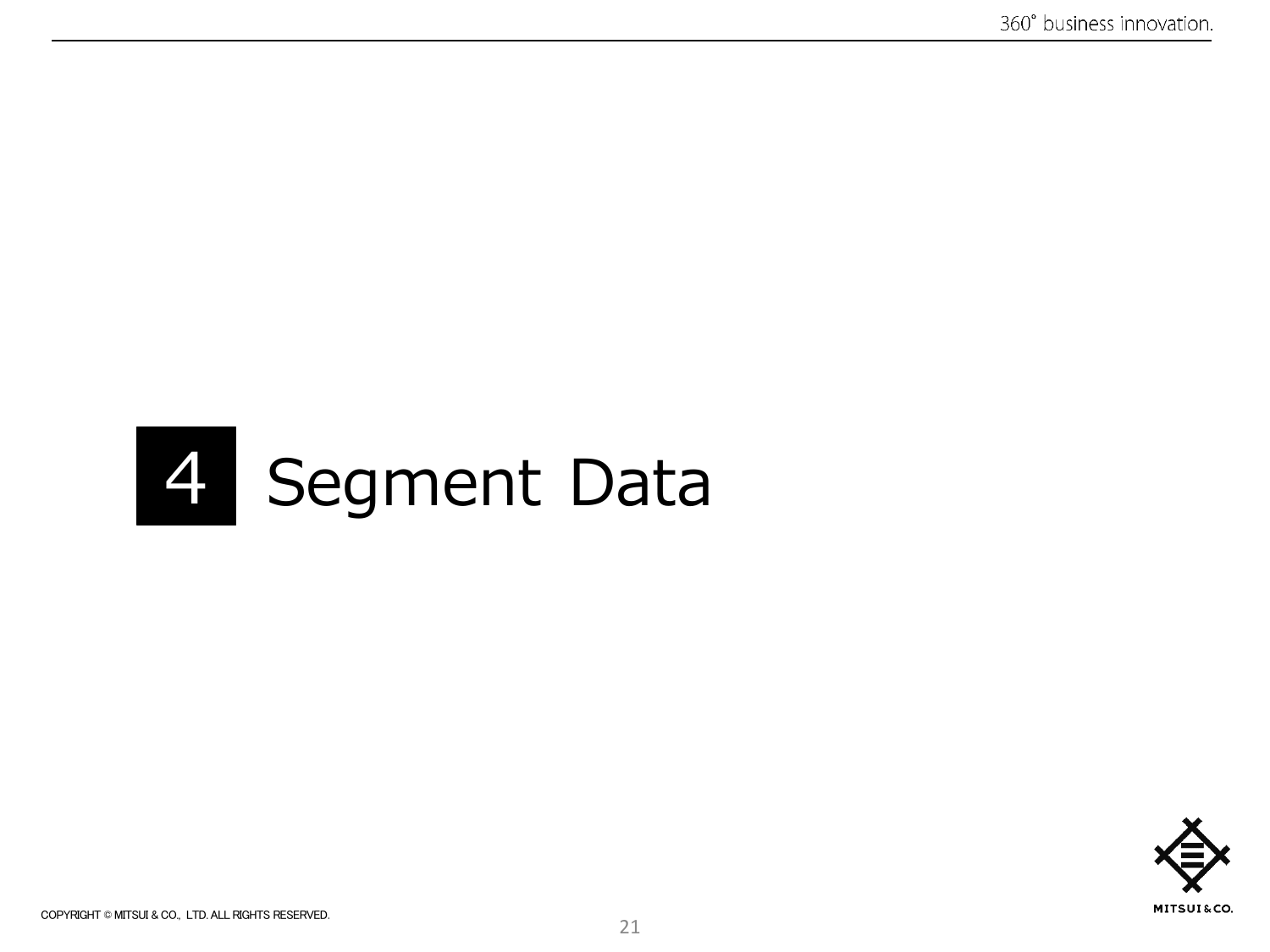# 4 Segment Data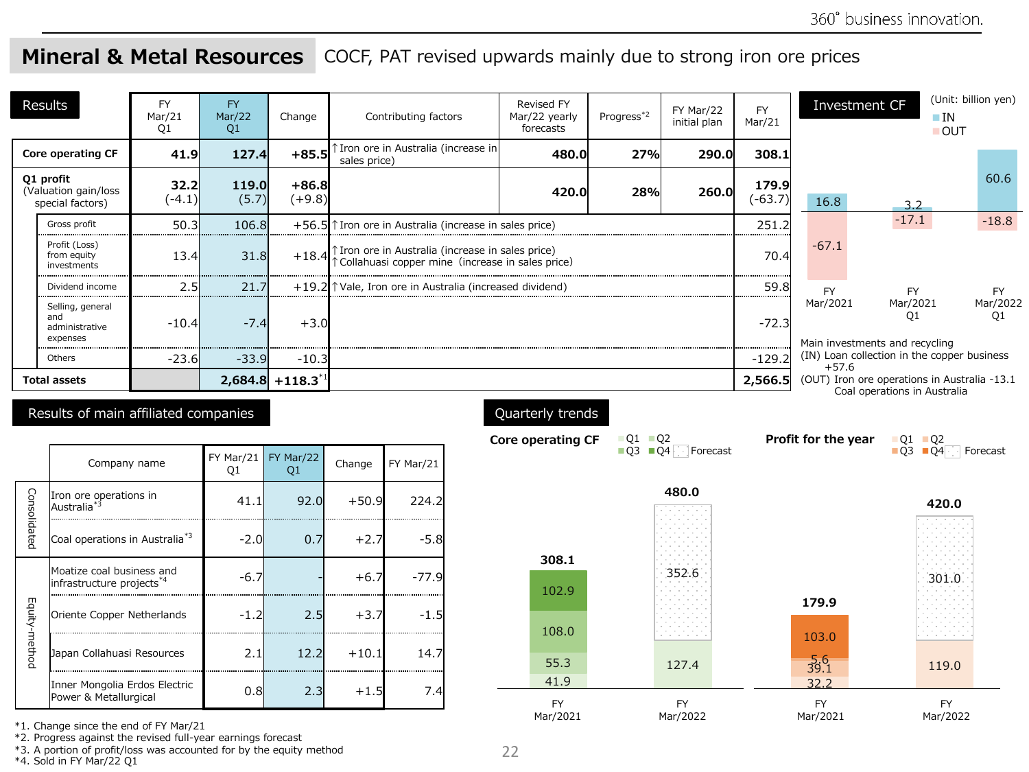# Mineral & Metal Resources

COCF, PAT revised upwards mainly due to strong iron ore prices

## Results

| | FY Mar/21 Q1 | FY Mar/22 Q1 | Change | Contributing factors | Revised FY Mar/22 yearly forecasts | Progress*2 | FY Mar/22 initial plan | FY Mar/21 |
|---|---|---|---|---|---|---|---|---|
| **Core operating CF** | **41.9** | **127.4** | **+85.5** | ↑Iron ore in Australia (increase in sales price) | **480.0** | **27%** | **290.0** | **308.1** |
| **Q1 profit** (Valuation gain/loss special factors) | **32.2** (-4.1) | **119.0** (5.7) | **+86.8** (+9.8) | | **420.0** | **28%** | **260.0** | **179.9** (-63.7) |
| Gross profit | 50.3 | 106.8 | +56.5 | ↑Iron ore in Australia (increase in sales price) | | | | 251.2 |
| Profit (Loss) from equity investments | 13.4 | 31.8 | +18.4 | ↑Iron ore in Australia (increase in sales price) ↑Collahuasi copper mine (increase in sales price) | | | | 70.4 |
| Dividend income | 2.5 | 21.7 | +19.2 | ↑Vale, Iron ore in Australia (increased dividend) | | | | 59.8 |
| Selling, general and administrative expenses | -10.4 | -7.4 | +3.0 | | | | | -72.3 |
| Others | -23.6 | -33.9 | -10.3 | | | | | -129.2 |
| **Total assets** | | **2,684.8** | **+118.3**\*1 | | | | | **2,566.5** |

## Investment CF

(Unit: billion yen)

| | IN | OUT |
|---|---|---|
| FY Mar/2021 | 16.8 | -67.1 |
| FY Mar/2021 Q1 | 3.2 | -17.1 |
| FY Mar/2022 Q1 | 60.6 | -18.8 |

Main investments and recycling
(IN) Loan collection in the copper business +57.6
(OUT) Iron ore operations in Australia -13.1
Coal operations in Australia

## Results of main affiliated companies

| | Company name | FY Mar/21 Q1 | FY Mar/22 Q1 | Change | FY Mar/21 |
|---|---|---|---|---|---|
| Consolidated | Iron ore operations in Australia*3 | 41.1 | 92.0 | +50.9 | 224.2 |
| Consolidated | Coal operations in Australia*3 | -2.0 | 0.7 | +2.7 | -5.8 |
| Equity-method | Moatize coal business and infrastructure projects*4 | -6.7 | - | +6.7 | -77.9 |
| Equity-method | Oriente Copper Netherlands | -1.2 | 2.5 | +3.7 | -1.5 |
| Equity-method | Japan Collahuasi Resources | 2.1 | 12.2 | +10.1 | 14.7 |
| Equity-method | Inner Mongolia Erdos Electric Power & Metallurgical | 0.8 | 2.3 | +1.5 | 7.4 |

## Quarterly trends

**Core operating CF** (Q1, Q2, Q3, Q4, Forecast)

| | Q1 | Q2 | Q3 | Q4 | Forecast | Total |
|---|---|---|---|---|---|---|
| FY Mar/2021 | 41.9 | 55.3 | 108.0 | 102.9 | | 308.1 |
| FY Mar/2022 | 127.4 | | | | 352.6 | 480.0 |

**Profit for the year** (Q1, Q2, Q3, Q4, Forecast)

| | Q1 | Q2 | Q3 | Q4 | Forecast | Total |
|---|---|---|---|---|---|---|
| FY Mar/2021 | 32.2 | 39.1 | 5.6 | 103.0 | | 179.9 |
| FY Mar/2022 | 119.0 | | | | 301.0 | 420.0 |

\*1. Change since the end of FY Mar/21
\*2. Progress against the revised full-year earnings forecast
\*3. A portion of profit/loss was accounted for by the equity method
\*4. Sold in FY Mar/22 Q1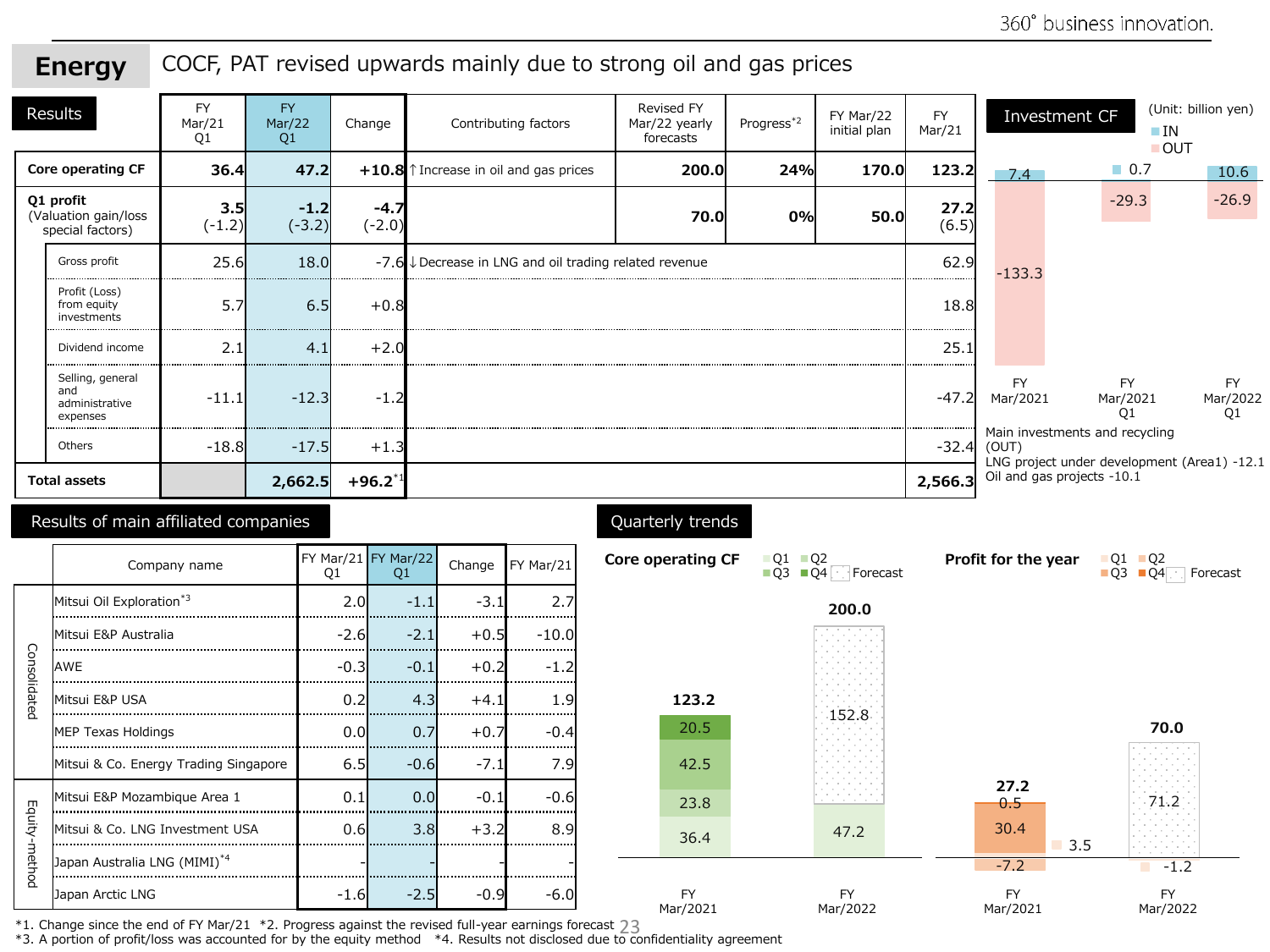# Energy

## COCF, PAT revised upwards mainly due to strong oil and gas prices

### Results

| | FY Mar/21 Q1 | FY Mar/22 Q1 | Change | Contributing factors | Revised FY Mar/22 yearly forecasts | Progress[*2] | FY Mar/22 initial plan | FY Mar/21 |
|---|---|---|---|---|---|---|---|---|
| **Core operating CF** | **36.4** | **47.2** | **+10.8** | ↑Increase in oil and gas prices | **200.0** | **24%** | **170.0** | **123.2** |
| **Q1 profit** (Valuation gain/loss special factors) | **3.5** (-1.2) | **-1.2** (-3.2) | **-4.7** (-2.0) | | **70.0** | **0%** | **50.0** | **27.2** (6.5) |
| Gross profit | 25.6 | 18.0 | -7.6 | ↓Decrease in LNG and oil trading related revenue | | | | 62.9 |
| Profit (Loss) from equity investments | 5.7 | 6.5 | +0.8 | | | | | 18.8 |
| Dividend income | 2.1 | 4.1 | +2.0 | | | | | 25.1 |
| Selling, general and administrative expenses | -11.1 | -12.3 | -1.2 | | | | | -47.2 |
| Others | -18.8 | -17.5 | +1.3 | | | | | -32.4 |
| **Total assets** | | **2,662.5** | **+96.2**[*1] | | | | | **2,566.3** |

### Investment CF

(Unit: billion yen)

| | FY Mar/2021 | FY Mar/2021 Q1 | FY Mar/2022 Q1 |
|---|---|---|---|
| IN | 7.4 | 0.7 | 10.6 |
| OUT | -133.3 | -29.3 | -26.9 |

Main investments and recycling
(OUT)
LNG project under development (Area1) -12.1
Oil and gas projects -10.1

### Results of main affiliated companies

| | Company name | FY Mar/21 Q1 | FY Mar/22 Q1 | Change | FY Mar/21 |
|---|---|---|---|---|---|
| Consolidated | Mitsui Oil Exploration[*3] | 2.0 | -1.1 | -3.1 | 2.7 |
| | Mitsui E&P Australia | -2.6 | -2.1 | +0.5 | -10.0 |
| | AWE | -0.3 | -0.1 | +0.2 | -1.2 |
| | Mitsui E&P USA | 0.2 | 4.3 | +4.1 | 1.9 |
| | MEP Texas Holdings | 0.0 | 0.7 | +0.7 | -0.4 |
| | Mitsui & Co. Energy Trading Singapore | 6.5 | -0.6 | -7.1 | 7.9 |
| Equity-method | Mitsui E&P Mozambique Area 1 | 0.1 | 0.0 | -0.1 | -0.6 |
| | Mitsui & Co. LNG Investment USA | 0.6 | 3.8 | +3.2 | 8.9 |
| | Japan Australia LNG (MIMI)[*4] | - | - | - | - |
| | Japan Arctic LNG | -1.6 | -2.5 | -0.9 | -6.0 |

### Quarterly trends

**Core operating CF**

| | Q1 | Q2 | Q3 | Q4 | Forecast | Total |
|---|---|---|---|---|---|---|
| FY Mar/2021 | 36.4 | 23.8 | 42.5 | 20.5 | | 123.2 |
| FY Mar/2022 | 47.2 | | | | 152.8 | 200.0 |

**Profit for the year**

| | Q1 | Q2 | Q3 | Q4 | Forecast | Total |
|---|---|---|---|---|---|---|
| FY Mar/2021 | 3.5 | -7.2 | 30.4 | 0.5 | | 27.2 |
| FY Mar/2022 | -1.2 | | | | 71.2 | 70.0 |

*1. Change since the end of FY Mar/21 *2. Progress against the revised full-year earnings forecast
*3. A portion of profit/loss was accounted for by the equity method *4. Results not disclosed due to confidentiality agreement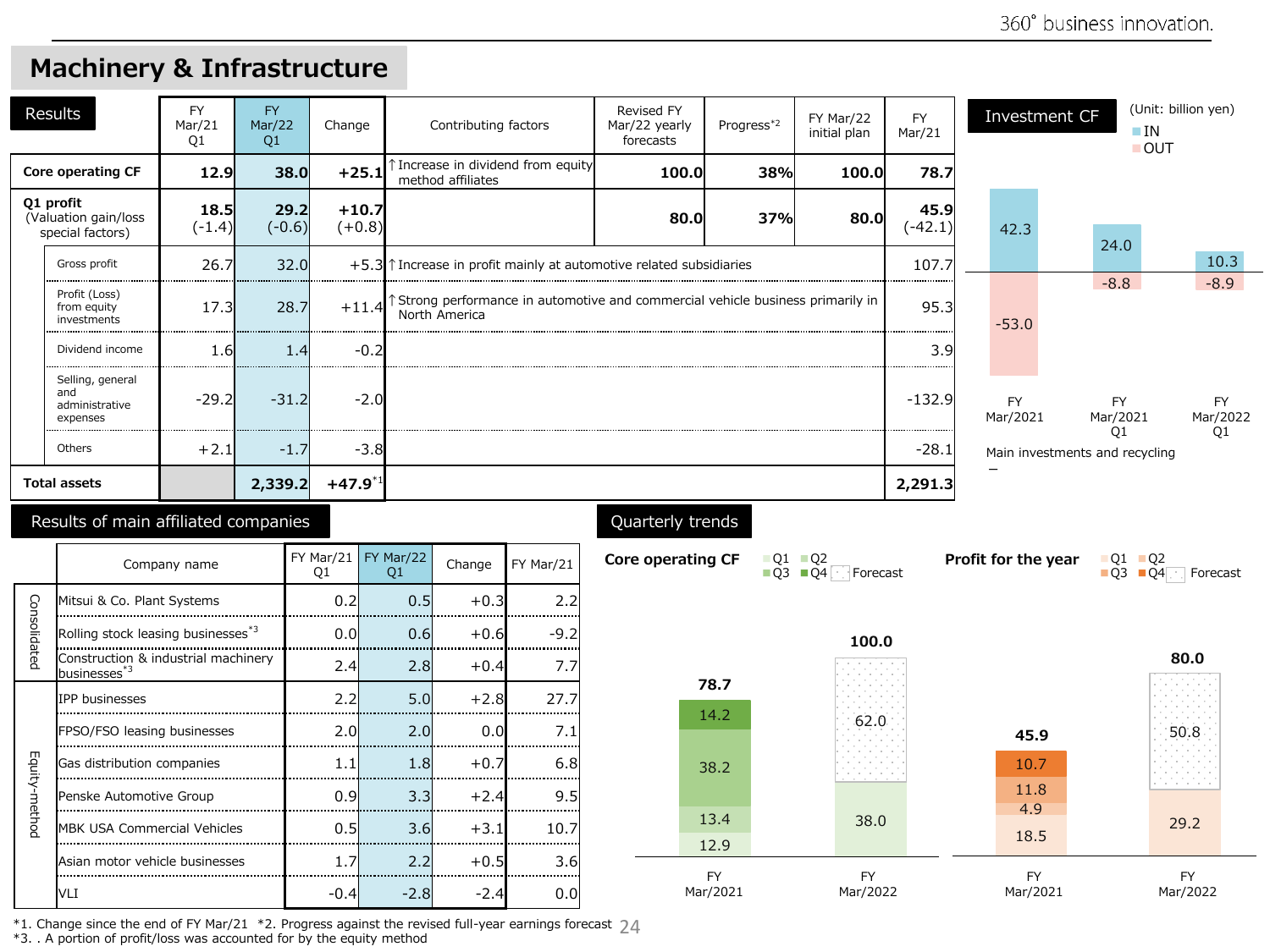# Machinery & Infrastructure

## Results

| | FY Mar/21 Q1 | FY Mar/22 Q1 | Change | Contributing factors | Revised FY Mar/22 yearly forecasts | Progress[*2] | FY Mar/22 initial plan | FY Mar/21 |
|---|---|---|---|---|---|---|---|---|
| **Core operating CF** | **12.9** | **38.0** | **+25.1** | ↑Increase in dividend from equity method affiliates | **100.0** | **38%** | **100.0** | **78.7** |
| **Q1 profit** (Valuation gain/loss special factors) | **18.5** (-1.4) | **29.2** (-0.6) | **+10.7** (+0.8) | | **80.0** | **37%** | **80.0** | **45.9** (-42.1) |
| Gross profit | 26.7 | 32.0 | +5.3 | ↑Increase in profit mainly at automotive related subsidiaries | | | | 107.7 |
| Profit (Loss) from equity investments | 17.3 | 28.7 | +11.4 | ↑Strong performance in automotive and commercial vehicle business primarily in North America | | | | 95.3 |
| Dividend income | 1.6 | 1.4 | -0.2 | | | | | 3.9 |
| Selling, general and administrative expenses | -29.2 | -31.2 | -2.0 | | | | | -132.9 |
| Others | +2.1 | -1.7 | -3.8 | | | | | -28.1 |
| **Total assets** | | **2,339.2** | **+47.9**[*1] | | | | | **2,291.3** |

## Investment CF

(Unit: billion yen)

| | FY Mar/2021 | FY Mar/2021 Q1 | FY Mar/2022 Q1 |
|---|---|---|---|
| IN | 42.3 | 24.0 | 10.3 |
| OUT | -53.0 | -8.8 | -8.9 |

Main investments and recycling

–

## Results of main affiliated companies

| | Company name | FY Mar/21 Q1 | FY Mar/22 Q1 | Change | FY Mar/21 |
|---|---|---|---|---|---|
| Consolidated | Mitsui & Co. Plant Systems | 0.2 | 0.5 | +0.3 | 2.2 |
| | Rolling stock leasing businesses[*3] | 0.0 | 0.6 | +0.6 | -9.2 |
| | Construction & industrial machinery businesses[*3] | 2.4 | 2.8 | +0.4 | 7.7 |
| Equity-method | IPP businesses | 2.2 | 5.0 | +2.8 | 27.7 |
| | FPSO/FSO leasing businesses | 2.0 | 2.0 | 0.0 | 7.1 |
| | Gas distribution companies | 1.1 | 1.8 | +0.7 | 6.8 |
| | Penske Automotive Group | 0.9 | 3.3 | +2.4 | 9.5 |
| | MBK USA Commercial Vehicles | 0.5 | 3.6 | +3.1 | 10.7 |
| | Asian motor vehicle businesses | 1.7 | 2.2 | +0.5 | 3.6 |
| | VLI | -0.4 | -2.8 | -2.4 | 0.0 |

## Quarterly trends

**Core operating CF**

| | Q1 | Q2 | Q3 | Q4 | Forecast | Total |
|---|---|---|---|---|---|---|
| FY Mar/2021 | 12.9 | 13.4 | 38.2 | 14.2 | | 78.7 |
| FY Mar/2022 | 38.0 | | | | 62.0 | 100.0 |

**Profit for the year**

| | Q1 | Q2 | Q3 | Q4 | Forecast | Total |
|---|---|---|---|---|---|---|
| FY Mar/2021 | 18.5 | 4.9 | 11.8 | 10.7 | | 45.9 |
| FY Mar/2022 | 29.2 | | | | 50.8 | 80.0 |

*1. Change since the end of FY Mar/21 *2. Progress against the revised full-year earnings forecast
*3. . A portion of profit/loss was accounted for by the equity method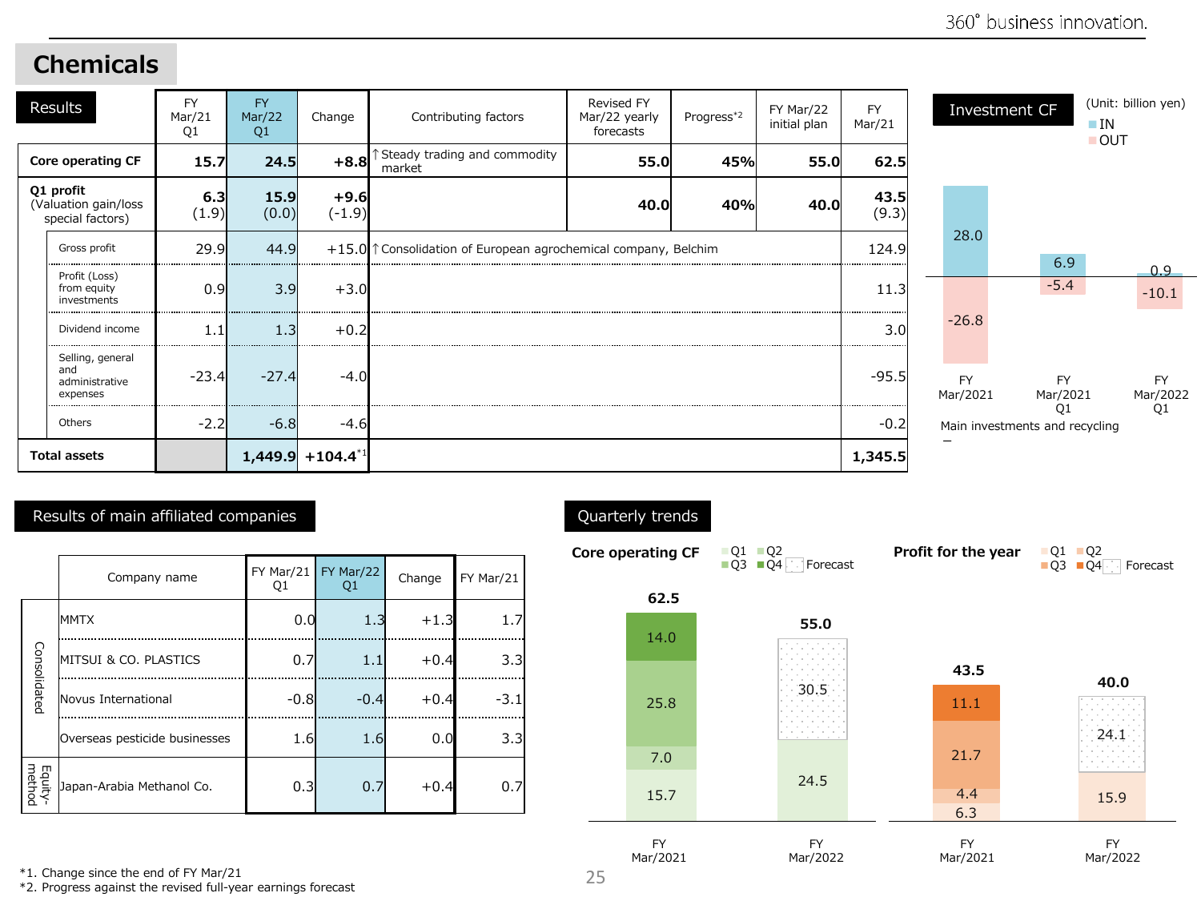# Chemicals

## Results

| | FY Mar/21 Q1 | FY Mar/22 Q1 | Change | Contributing factors | Revised FY Mar/22 yearly forecasts | Progress[*2] | FY Mar/22 initial plan | FY Mar/21 |
|---|---|---|---|---|---|---|---|---|
| **Core operating CF** | **15.7** | **24.5** | **+8.8** | ↑Steady trading and commodity market | **55.0** | **45%** | **55.0** | **62.5** |
| **Q1 profit** (Valuation gain/loss special factors) | **6.3** (1.9) | **15.9** (0.0) | **+9.6** (-1.9) | | **40.0** | **40%** | **40.0** | **43.5** (9.3) |
| Gross profit | 29.9 | 44.9 | +15.0 | ↑Consolidation of European agrochemical company, Belchim | | | | 124.9 |
| Profit (Loss) from equity investments | 0.9 | 3.9 | +3.0 | | | | | 11.3 |
| Dividend income | 1.1 | 1.3 | +0.2 | | | | | 3.0 |
| Selling, general and administrative expenses | -23.4 | -27.4 | -4.0 | | | | | -95.5 |
| Others | -2.2 | -6.8 | -4.6 | | | | | -0.2 |
| **Total assets** | | **1,449.9** | **+104.4**[*1] | | | | | **1,345.5** |

## Investment CF

(Unit: billion yen)

| | FY Mar/2021 | FY Mar/2021 Q1 | FY Mar/2022 Q1 |
|---|---|---|---|
| IN | 28.0 | 6.9 | 0.9 |
| OUT | -26.8 | -5.4 | -10.1 |

Main investments and recycling

–

## Results of main affiliated companies

| | Company name | FY Mar/21 Q1 | FY Mar/22 Q1 | Change | FY Mar/21 |
|---|---|---|---|---|---|
| Consolidated | MMTX | 0.0 | 1.3 | +1.3 | 1.7 |
| | MITSUI & CO. PLASTICS | 0.7 | 1.1 | +0.4 | 3.3 |
| | Novus International | -0.8 | -0.4 | +0.4 | -3.1 |
| | Overseas pesticide businesses | 1.6 | 1.6 | 0.0 | 3.3 |
| Equity-method | Japan-Arabia Methanol Co. | 0.3 | 0.7 | +0.4 | 0.7 |

## Quarterly trends

**Core operating CF**

| | Q1 | Q2 | Q3 | Q4 | Forecast | Total |
|---|---|---|---|---|---|---|
| FY Mar/2021 | 15.7 | 7.0 | 25.8 | 14.0 | | 62.5 |
| FY Mar/2022 | 24.5 | | | | 30.5 | 55.0 |

**Profit for the year**

| | Q1 | Q2 | Q3 | Q4 | Forecast | Total |
|---|---|---|---|---|---|---|
| FY Mar/2021 | 6.3 | 4.4 | 21.7 | 11.1 | | 43.5 |
| FY Mar/2022 | 15.9 | | | | 24.1 | 40.0 |

*1. Change since the end of FY Mar/21

*2. Progress against the revised full-year earnings forecast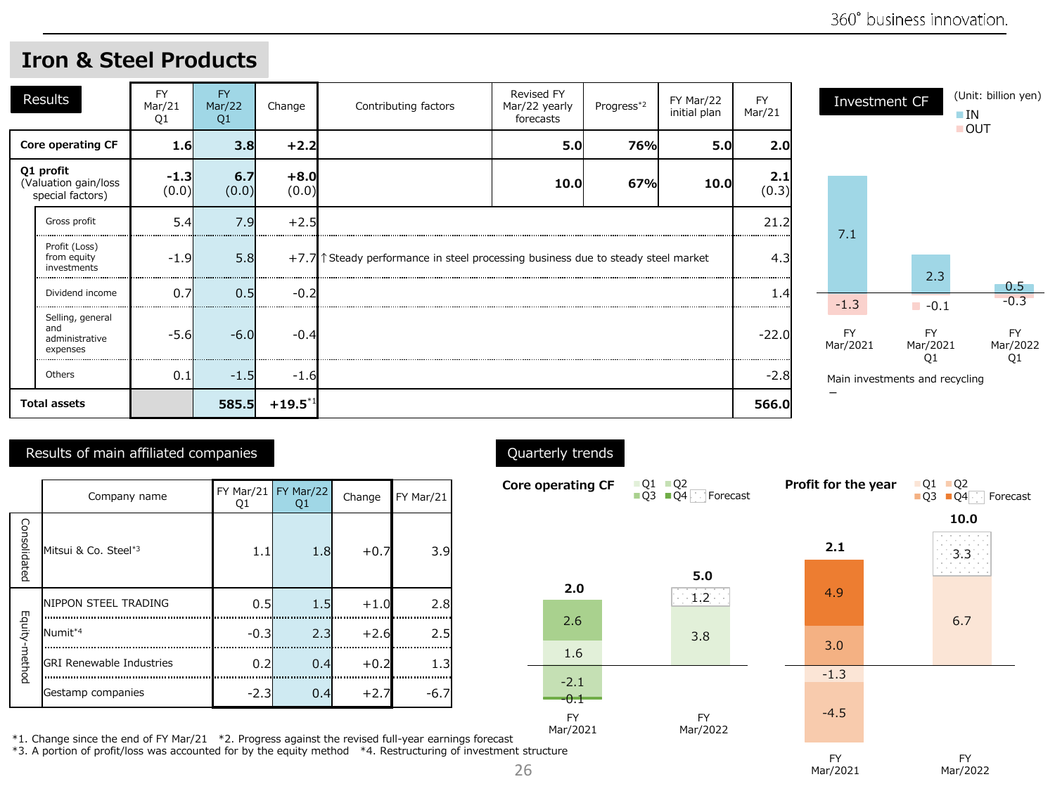# Iron & Steel Products

## Results

| Results | FY Mar/21 Q1 | FY Mar/22 Q1 | Change | Contributing factors | Revised FY Mar/22 yearly forecasts | Progress*2 | FY Mar/22 initial plan | FY Mar/21 |
|---|---|---|---|---|---|---|---|---|
| **Core operating CF** | **1.6** | **3.8** | **+2.2** | | **5.0** | **76%** | **5.0** | **2.0** |
| **Q1 profit** (Valuation gain/loss special factors) | **-1.3** (0.0) | **6.7** (0.0) | **+8.0** (0.0) | | **10.0** | **67%** | **10.0** | **2.1** (0.3) |
| Gross profit | 5.4 | 7.9 | +2.5 | | | | | 21.2 |
| Profit (Loss) from equity investments | -1.9 | 5.8 | +7.7 | ↑Steady performance in steel processing business due to steady steel market | | | | 4.3 |
| Dividend income | 0.7 | 0.5 | -0.2 | | | | | 1.4 |
| Selling, general and administrative expenses | -5.6 | -6.0 | -0.4 | | | | | -22.0 |
| Others | 0.1 | -1.5 | -1.6 | | | | | -2.8 |
| **Total assets** | | **585.5** | **+19.5**[*1] | | | | | **566.0** |

## Investment CF

(Unit: billion yen)

IN / OUT

| | FY Mar/2021 | FY Mar/2021 Q1 | FY Mar/2022 Q1 |
|---|---|---|---|
| IN | 7.1 | 2.3 | 0.5 |
| OUT | -1.3 | -0.1 | -0.3 |

Main investments and recycling

–

## Results of main affiliated companies

| | Company name | FY Mar/21 Q1 | FY Mar/22 Q1 | Change | FY Mar/21 |
|---|---|---|---|---|---|
| Consolidated | Mitsui & Co. Steel*3 | 1.1 | 1.8 | +0.7 | 3.9 |
| Equity-method | NIPPON STEEL TRADING | 0.5 | 1.5 | +1.0 | 2.8 |
| | Numit*4 | -0.3 | 2.3 | +2.6 | 2.5 |
| | GRI Renewable Industries | 0.2 | 0.4 | +0.2 | 1.3 |
| | Gestamp companies | -2.3 | 0.4 | +2.7 | -6.7 |

## Quarterly trends

**Core operating CF** (Q1, Q2, Q3, Q4, Forecast)

| | Q1 | Q2 | Q3 | Q4 | Forecast | Total |
|---|---|---|---|---|---|---|
| FY Mar/2021 | 1.6 | 2.6 | -2.1 | -0.1 | | 2.0 |
| FY Mar/2022 | 3.8 | | | | 1.2 | 5.0 |

**Profit for the year** (Q1, Q2, Q3, Q4, Forecast)

| | Q1 | Q2 | Q3 | Q4 | Forecast | Total |
|---|---|---|---|---|---|---|
| FY Mar/2021 | -1.3 | -4.5 | 3.0 | 4.9 | | 2.1 |
| FY Mar/2022 | 6.7 | | | | 3.3 | 10.0 |

*1. Change since the end of FY Mar/21 *2. Progress against the revised full-year earnings forecast
*3. A portion of profit/loss was accounted for by the equity method *4. Restructuring of investment structure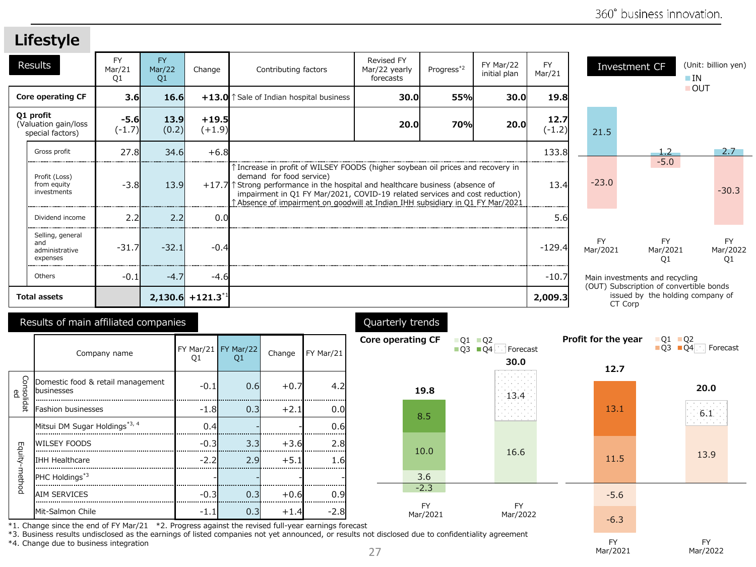# Lifestyle

## Results

| | FY Mar/21 Q1 | FY Mar/22 Q1 | Change | Contributing factors | Revised FY Mar/22 yearly forecasts | Progress[*2] | FY Mar/22 initial plan | FY Mar/21 |
|---|---|---|---|---|---|---|---|---|
| **Core operating CF** | **3.6** | **16.6** | **+13.0** | ↑Sale of Indian hospital business | **30.0** | **55%** | **30.0** | **19.8** |
| **Q1 profit** (Valuation gain/loss special factors) | **-5.6** (-1.7) | **13.9** (0.2) | **+19.5** (+1.9) | | **20.0** | **70%** | **20.0** | **12.7** (-1.2) |
| Gross profit | 27.8 | 34.6 | +6.8 | | | | | 133.8 |
| Profit (Loss) from equity investments | -3.8 | 13.9 | +17.7 | ↑Increase in profit of WILSEY FOODS (higher soybean oil prices and recovery in demand for food service)<br>↑Strong performance in the hospital and healthcare business (absence of impairment in Q1 FY Mar/2021, COVID-19 related services and cost reduction)<br>↑Absence of impairment on goodwill at Indian IHH subsidiary in Q1 FY Mar/2021 | | | | 13.4 |
| Dividend income | 2.2 | 2.2 | 0.0 | | | | | 5.6 |
| Selling, general and administrative expenses | -31.7 | -32.1 | -0.4 | | | | | -129.4 |
| Others | -0.1 | -4.7 | -4.6 | | | | | -10.7 |
| **Total assets** | | **2,130.6** | **+121.3**[*1] | | | | | **2,009.3** |

## Investment CF

(Unit: billion yen)

| | FY Mar/2021 | FY Mar/2021 Q1 | FY Mar/2022 Q1 |
|---|---|---|---|
| IN | 21.5 | 1.2 | 2.7 |
| OUT | -23.0 | -5.0 | -30.3 |

Main investments and recycling
(OUT) Subscription of convertible bonds issued by the holding company of CT Corp

## Results of main affiliated companies

| | Company name | FY Mar/21 Q1 | FY Mar/22 Q1 | Change | FY Mar/21 |
|---|---|---|---|---|---|
| Consolidated | Domestic food & retail management businesses | -0.1 | 0.6 | +0.7 | 4.2 |
| | Fashion businesses | -1.8 | 0.3 | +2.1 | 0.0 |
| Equity-method | Mitsui DM Sugar Holdings[*3, 4] | 0.4 | - | - | 0.6 |
| | WILSEY FOODS | -0.3 | 3.3 | +3.6 | 2.8 |
| | IHH Healthcare | -2.2 | 2.9 | +5.1 | 1.6 |
| | PHC Holdings[*3] | - | - | - | - |
| | AIM SERVICES | -0.3 | 0.3 | +0.6 | 0.9 |
| | Mit-Salmon Chile | -1.1 | 0.3 | +1.4 | -2.8 |

## Quarterly trends

**Core operating CF**

| | Q1 | Q2 | Q3 | Q4 | Forecast | Total |
|---|---|---|---|---|---|---|
| FY Mar/2021 | 3.6 | -2.3 | 10.0 | 8.5 | | 19.8 |
| FY Mar/2022 | 16.6 | | | | 13.4 | 30.0 |

**Profit for the year**

| | Q1 | Q2 | Q3 | Q4 | Forecast | Total |
|---|---|---|---|---|---|---|
| FY Mar/2021 | -5.6 | -6.3 | 11.5 | 13.1 | | 12.7 |
| FY Mar/2022 | 13.9 | | | | 6.1 | 20.0 |

*1. Change since the end of FY Mar/21 *2. Progress against the revised full-year earnings forecast
*3. Business results undisclosed as the earnings of listed companies not yet announced, or results not disclosed due to confidentiality agreement
*4. Change due to business integration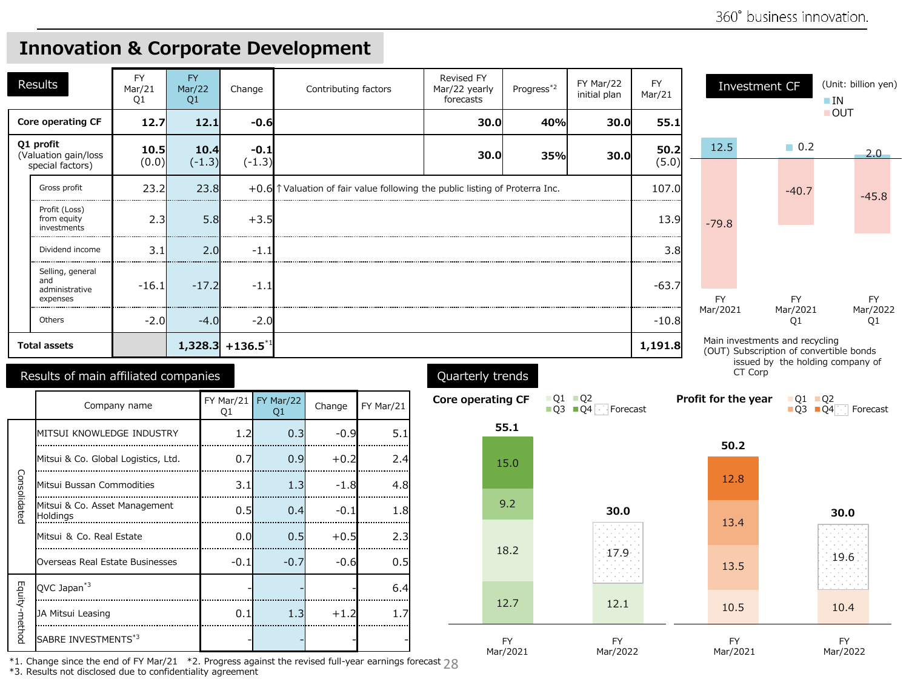# Innovation & Corporate Development

## Results

| | FY Mar/21 Q1 | FY Mar/22 Q1 | Change | Contributing factors | Revised FY Mar/22 yearly forecasts | Progress*2 | FY Mar/22 initial plan | FY Mar/21 |
|---|---|---|---|---|---|---|---|---|
| **Core operating CF** | **12.7** | **12.1** | **-0.6** | | **30.0** | **40%** | **30.0** | **55.1** |
| **Q1 profit** (Valuation gain/loss special factors) | **10.5** (0.0) | **10.4** (-1.3) | **-0.1** (-1.3) | | **30.0** | **35%** | **30.0** | **50.2** (5.0) |
| Gross profit | 23.2 | 23.8 | +0.6 | ↑Valuation of fair value following the public listing of Proterra Inc. | | | | 107.0 |
| Profit (Loss) from equity investments | 2.3 | 5.8 | +3.5 | | | | | 13.9 |
| Dividend income | 3.1 | 2.0 | -1.1 | | | | | 3.8 |
| Selling, general and administrative expenses | -16.1 | -17.2 | -1.1 | | | | | -63.7 |
| Others | -2.0 | -4.0 | -2.0 | | | | | -10.8 |
| **Total assets** | | **1,328.3** | **+136.5**[*1] | | | | | **1,191.8** |

## Investment CF

(Unit: billion yen)

| | FY Mar/2021 | FY Mar/2021 Q1 | FY Mar/2022 Q1 |
|---|---|---|---|
| IN | 12.5 | 0.2 | 2.0 |
| OUT | -79.8 | -40.7 | -45.8 |

Main investments and recycling

(OUT) Subscription of convertible bonds issued by the holding company of CT Corp

## Results of main affiliated companies

| | Company name | FY Mar/21 Q1 | FY Mar/22 Q1 | Change | FY Mar/21 |
|---|---|---|---|---|---|
| Consolidated | MITSUI KNOWLEDGE INDUSTRY | 1.2 | 0.3 | -0.9 | 5.1 |
| | Mitsui & Co. Global Logistics, Ltd. | 0.7 | 0.9 | +0.2 | 2.4 |
| | Mitsui Bussan Commodities | 3.1 | 1.3 | -1.8 | 4.8 |
| | Mitsui & Co. Asset Management Holdings | 0.5 | 0.4 | -0.1 | 1.8 |
| | Mitsui & Co. Real Estate | 0.0 | 0.5 | +0.5 | 2.3 |
| | Overseas Real Estate Businesses | -0.1 | -0.7 | -0.6 | 0.5 |
| Equity-method | QVC Japan*3 | - | - | - | 6.4 |
| | JA Mitsui Leasing | 0.1 | 1.3 | +1.2 | 1.7 |
| | SABRE INVESTMENTS*3 | - | - | - | - |

## Quarterly trends

**Core operating CF**

| | Q1 | Q2 | Q3 | Q4 | Forecast | Total |
|---|---|---|---|---|---|---|
| FY Mar/2021 | 12.7 | 18.2 | 9.2 | 15.0 | | 55.1 |
| FY Mar/2022 | 12.1 | | | | 17.9 | 30.0 |

**Profit for the year**

| | Q1 | Q2 | Q3 | Q4 | Forecast | Total |
|---|---|---|---|---|---|---|
| FY Mar/2021 | 10.5 | 13.5 | 13.4 | 12.8 | | 50.2 |
| FY Mar/2022 | 10.4 | | | | 19.6 | 30.0 |

*1. Change since the end of FY Mar/21 *2. Progress against the revised full-year earnings forecast
*3. Results not disclosed due to confidentiality agreement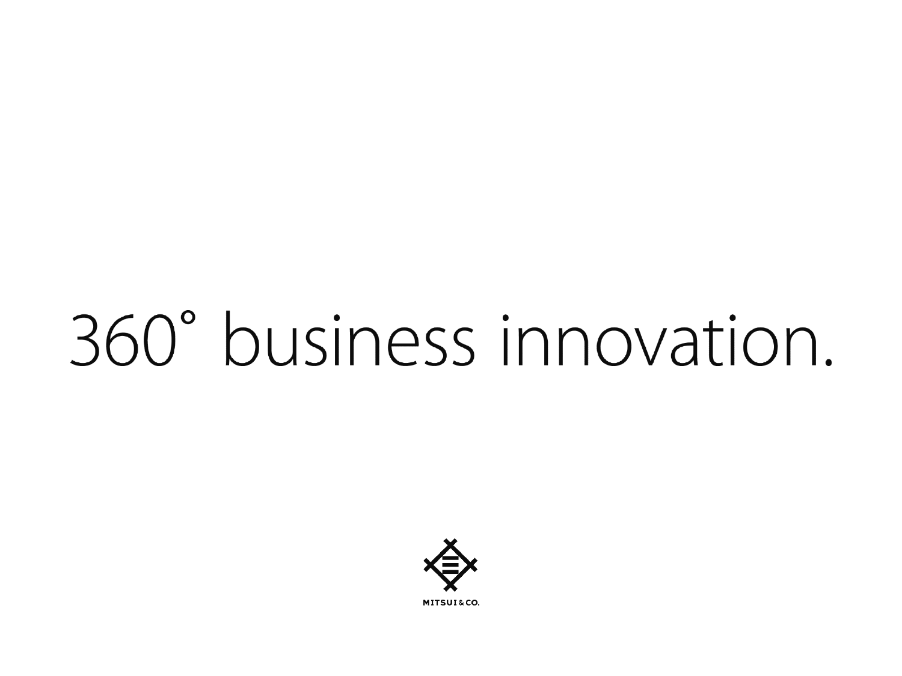360° business innovation.

MITSUI & CO.